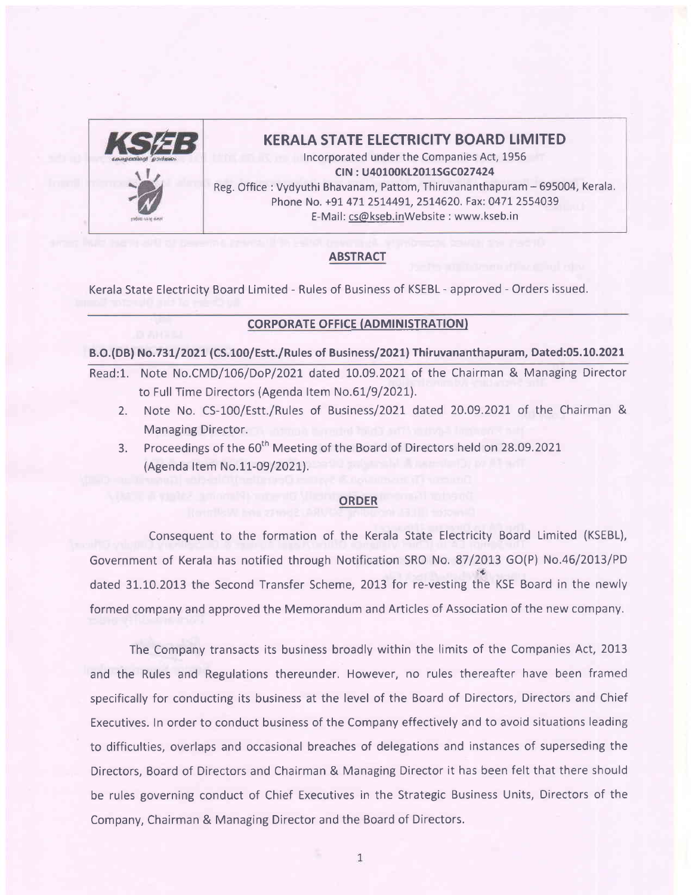# KERALA STATE ELECTRICITY BOARD LIMITED

Incorporated under the Companies Act, 1956

CIN : U40100KL2011SGC027424

Reg. Office : Vydyuthi Bhavanam, Pattom, Thiruvananthapuram – 695004, Kerala.

Phone No. +91 471 2514491, 2514620. Fax: 0471 2554039

E-Mail: cs@kseb.inWebsite : www.kseb.in

## ABSTRACT

Kerala State Electricity Board Limited - Rules of Business of KSEBL - approved - Orders issued.

## CORPORATE OFFICE (ADMINISTRATION)

**B.O.(DB) No.731/2021 (CS.100/Estt./Rules of Business/2021) Thiruvananthapuram, Dated:05.10.2021**

Read:1. Note No.CMD/106/DoP/2021 dated 10.09.2021 of the Chairman & Managing Director to Full Time Directors (Agenda Item No.61/9/2021).

2. Note No. CS-100/Estt./Rules of Business/2021 dated 20.09.2021 of the Chairman & Managing Director.
3. Proceedings of the 60th Meeting of the Board of Directors held on 28.09.2021 (Agenda Item No.11-09/2021).

## ORDER

Consequent to the formation of the Kerala State Electricity Board Limited (KSEBL), Government of Kerala has notified through Notification SRO No. 87/2013 GO(P) No.46/2013/PD dated 31.10.2013 the Second Transfer Scheme, 2013 for re-vesting the KSE Board in the newly formed company and approved the Memorandum and Articles of Association of the new company.

The Company transacts its business broadly within the limits of the Companies Act, 2013 and the Rules and Regulations thereunder. However, no rules thereafter have been framed specifically for conducting its business at the level of the Board of Directors, Directors and Chief Executives. In order to conduct business of the Company effectively and to avoid situations leading to difficulties, overlaps and occasional breaches of delegations and instances of superseding the Directors, Board of Directors and Chairman & Managing Director it has been felt that there should be rules governing conduct of Chief Executives in the Strategic Business Units, Directors of the Company, Chairman & Managing Director and the Board of Directors.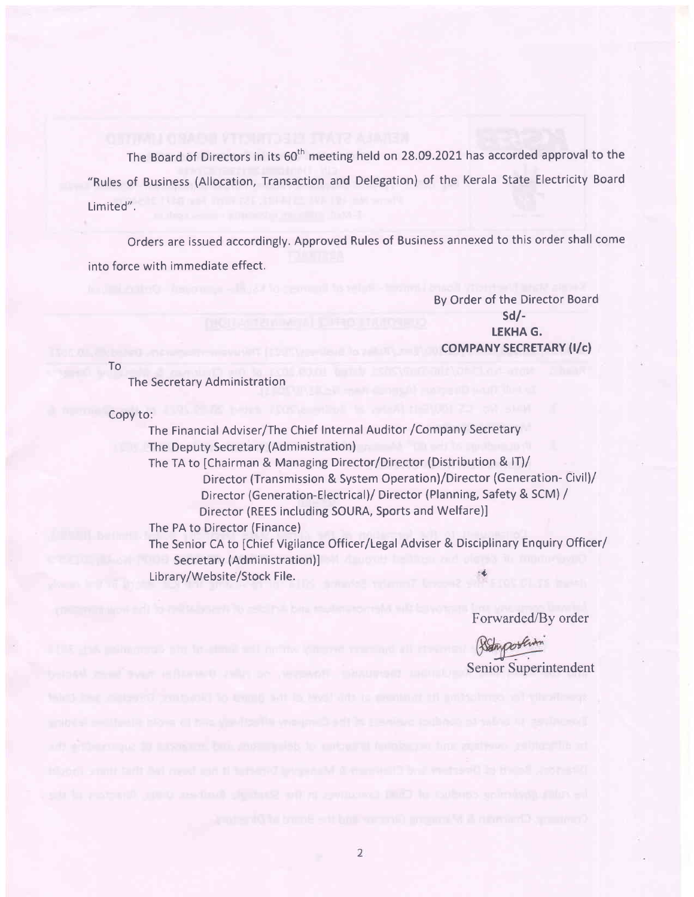The Board of Directors in its 60th meeting held on 28.09.2021 has accorded approval to the "Rules of Business (Allocation, Transaction and Delegation) of the Kerala State Electricity Board Limited".

Orders are issued accordingly. Approved Rules of Business annexed to this order shall come into force with immediate effect.

By Order of the Director Board

Sd/-

**LEKHA G.**

**COMPANY SECRETARY (I/c)**

To

The Secretary Administration

Copy to:

The Financial Adviser/The Chief Internal Auditor /Company Secretary
The Deputy Secretary (Administration)
The TA to [Chairman & Managing Director/Director (Distribution & IT)/ Director (Transmission & System Operation)/Director (Generation- Civil)/ Director (Generation-Electrical)/ Director (Planning, Safety & SCM) / Director (REES including SOURA, Sports and Welfare)]
The PA to Director (Finance)
The Senior CA to [Chief Vigilance Officer/Legal Adviser & Disciplinary Enquiry Officer/ Secretary (Administration)]
Library/Website/Stock File.

Forwarded/By order

Senior Superintendent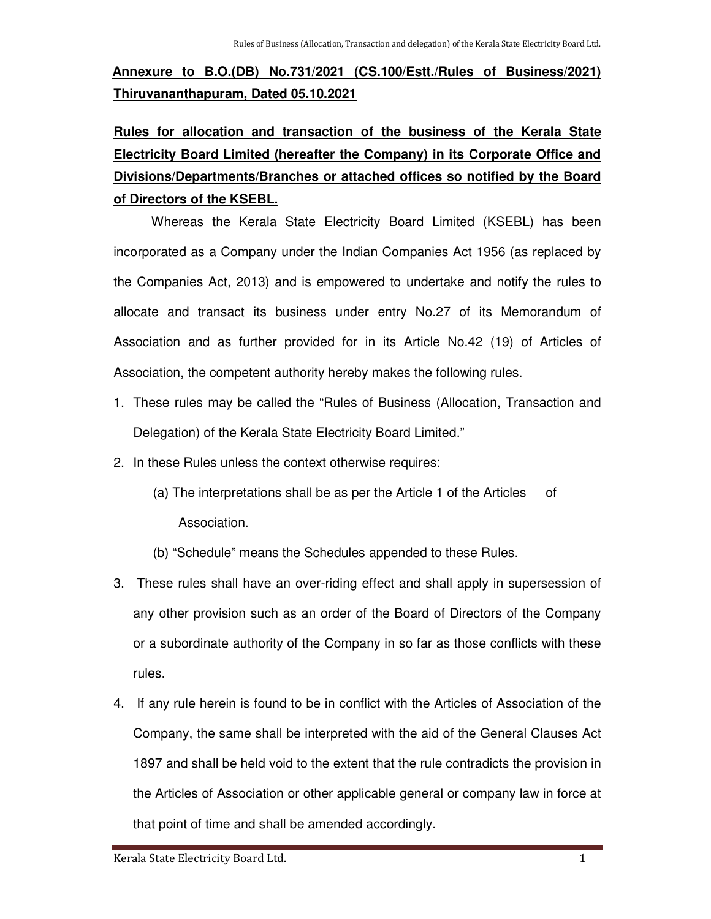**Annexure to B.O.(DB) No.731/2021 (CS.100/Estt./Rules of Business/2021) Thiruvananthapuram, Dated 05.10.2021**

**Rules for allocation and transaction of the business of the Kerala State Electricity Board Limited (hereafter the Company) in its Corporate Office and Divisions/Departments/Branches or attached offices so notified by the Board of Directors of the KSEBL.**

Whereas the Kerala State Electricity Board Limited (KSEBL) has been incorporated as a Company under the Indian Companies Act 1956 (as replaced by the Companies Act, 2013) and is empowered to undertake and notify the rules to allocate and transact its business under entry No.27 of its Memorandum of Association and as further provided for in its Article No.42 (19) of Articles of Association, the competent authority hereby makes the following rules.

1. These rules may be called the "Rules of Business (Allocation, Transaction and Delegation) of the Kerala State Electricity Board Limited."
2. In these Rules unless the context otherwise requires:
   (a) The interpretations shall be as per the Article 1 of the Articles of Association.
   (b) "Schedule" means the Schedules appended to these Rules.
3. These rules shall have an over-riding effect and shall apply in supersession of any other provision such as an order of the Board of Directors of the Company or a subordinate authority of the Company in so far as those conflicts with these rules.
4. If any rule herein is found to be in conflict with the Articles of Association of the Company, the same shall be interpreted with the aid of the General Clauses Act 1897 and shall be held void to the extent that the rule contradicts the provision in the Articles of Association or other applicable general or company law in force at that point of time and shall be amended accordingly.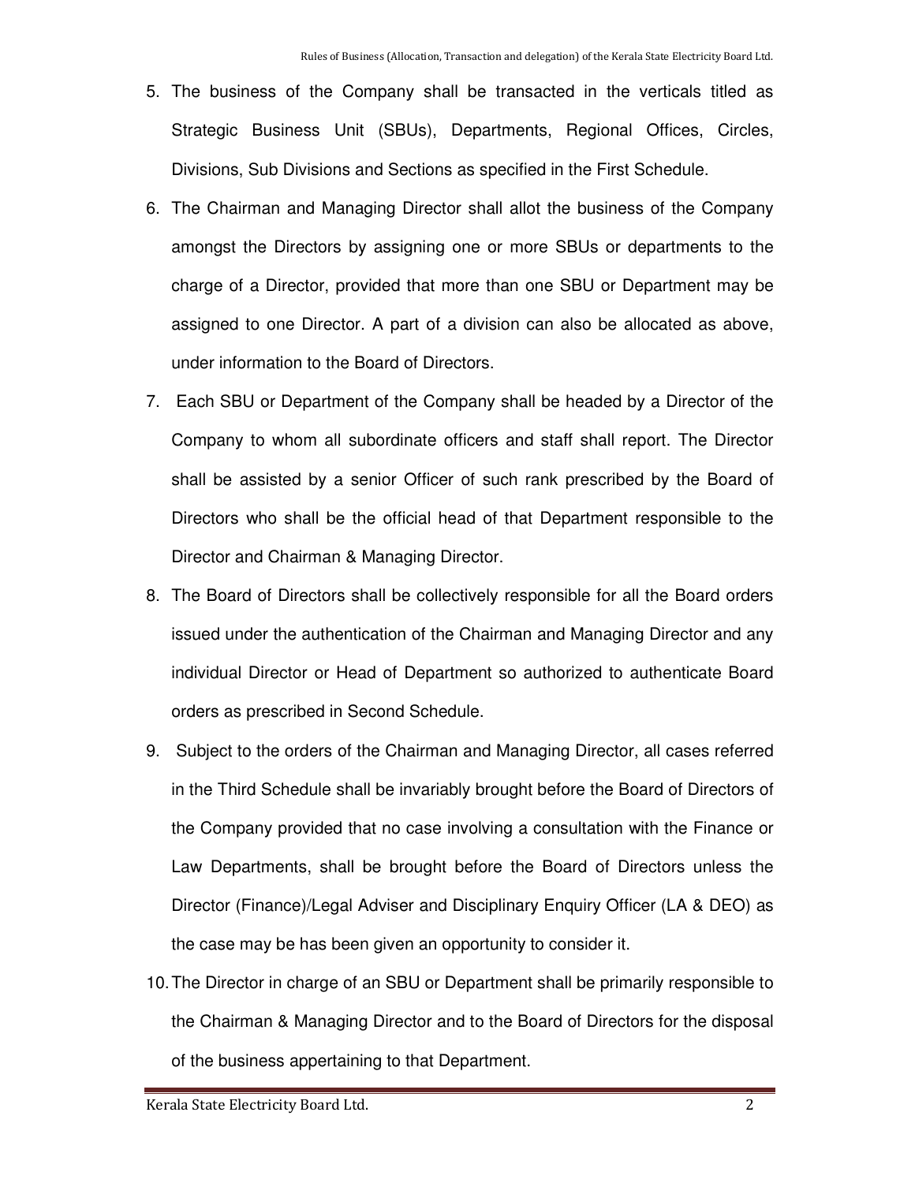5. The business of the Company shall be transacted in the verticals titled as Strategic Business Unit (SBUs), Departments, Regional Offices, Circles, Divisions, Sub Divisions and Sections as specified in the First Schedule.
6. The Chairman and Managing Director shall allot the business of the Company amongst the Directors by assigning one or more SBUs or departments to the charge of a Director, provided that more than one SBU or Department may be assigned to one Director. A part of a division can also be allocated as above, under information to the Board of Directors.
7. Each SBU or Department of the Company shall be headed by a Director of the Company to whom all subordinate officers and staff shall report. The Director shall be assisted by a senior Officer of such rank prescribed by the Board of Directors who shall be the official head of that Department responsible to the Director and Chairman & Managing Director.
8. The Board of Directors shall be collectively responsible for all the Board orders issued under the authentication of the Chairman and Managing Director and any individual Director or Head of Department so authorized to authenticate Board orders as prescribed in Second Schedule.
9. Subject to the orders of the Chairman and Managing Director, all cases referred in the Third Schedule shall be invariably brought before the Board of Directors of the Company provided that no case involving a consultation with the Finance or Law Departments, shall be brought before the Board of Directors unless the Director (Finance)/Legal Adviser and Disciplinary Enquiry Officer (LA & DEO) as the case may be has been given an opportunity to consider it.
10. The Director in charge of an SBU or Department shall be primarily responsible to the Chairman & Managing Director and to the Board of Directors for the disposal of the business appertaining to that Department.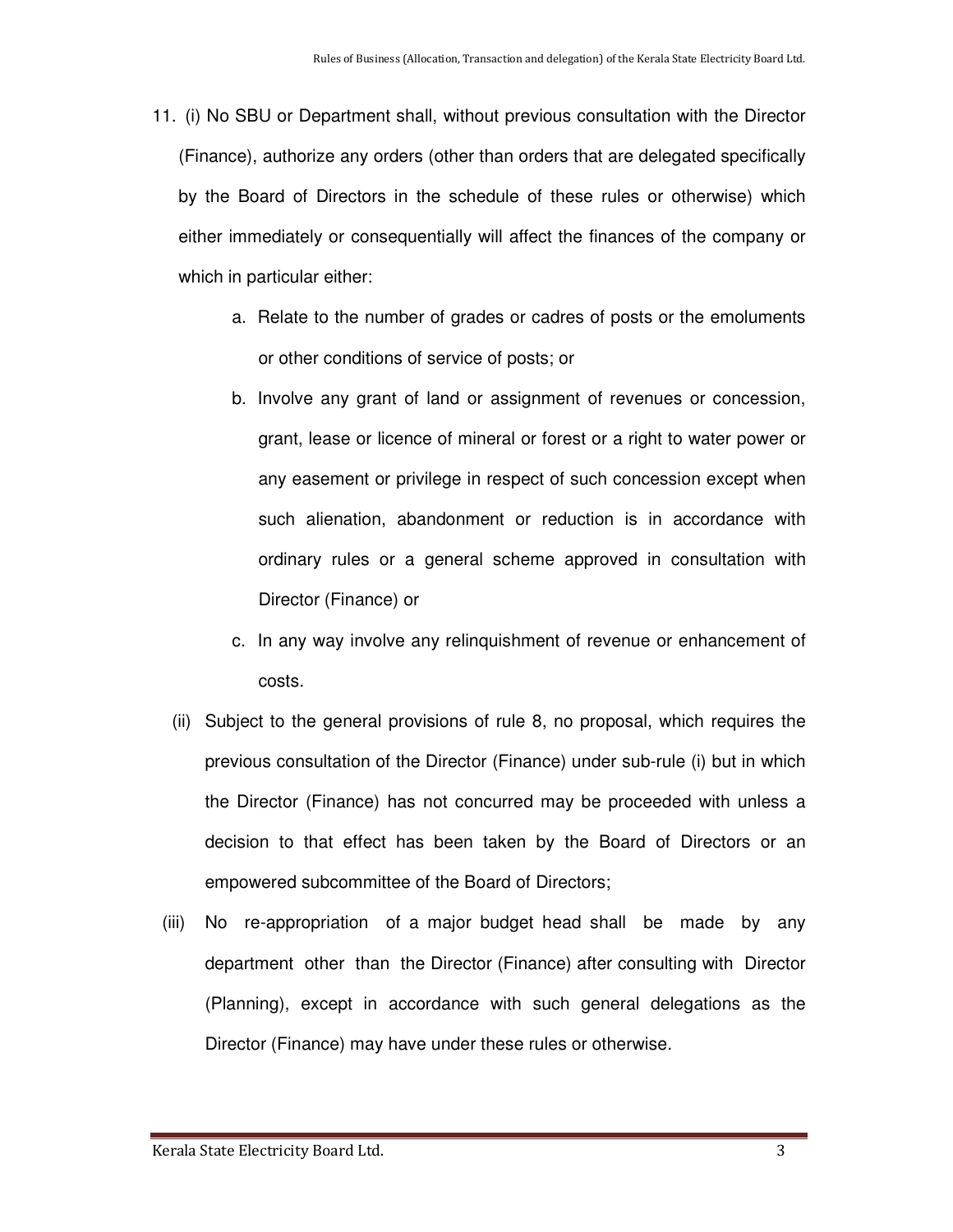11. (i) No SBU or Department shall, without previous consultation with the Director (Finance), authorize any orders (other than orders that are delegated specifically by the Board of Directors in the schedule of these rules or otherwise) which either immediately or consequentially will affect the finances of the company or which in particular either:

    a. Relate to the number of grades or cadres of posts or the emoluments or other conditions of service of posts; or

    b. Involve any grant of land or assignment of revenues or concession, grant, lease or licence of mineral or forest or a right to water power or any easement or privilege in respect of such concession except when such alienation, abandonment or reduction is in accordance with ordinary rules or a general scheme approved in consultation with Director (Finance) or

    c. In any way involve any relinquishment of revenue or enhancement of costs.

    (ii) Subject to the general provisions of rule 8, no proposal, which requires the previous consultation of the Director (Finance) under sub-rule (i) but in which the Director (Finance) has not concurred may be proceeded with unless a decision to that effect has been taken by the Board of Directors or an empowered subcommittee of the Board of Directors;

    (iii) No re-appropriation of a major budget head shall be made by any department other than the Director (Finance) after consulting with Director (Planning), except in accordance with such general delegations as the Director (Finance) may have under these rules or otherwise.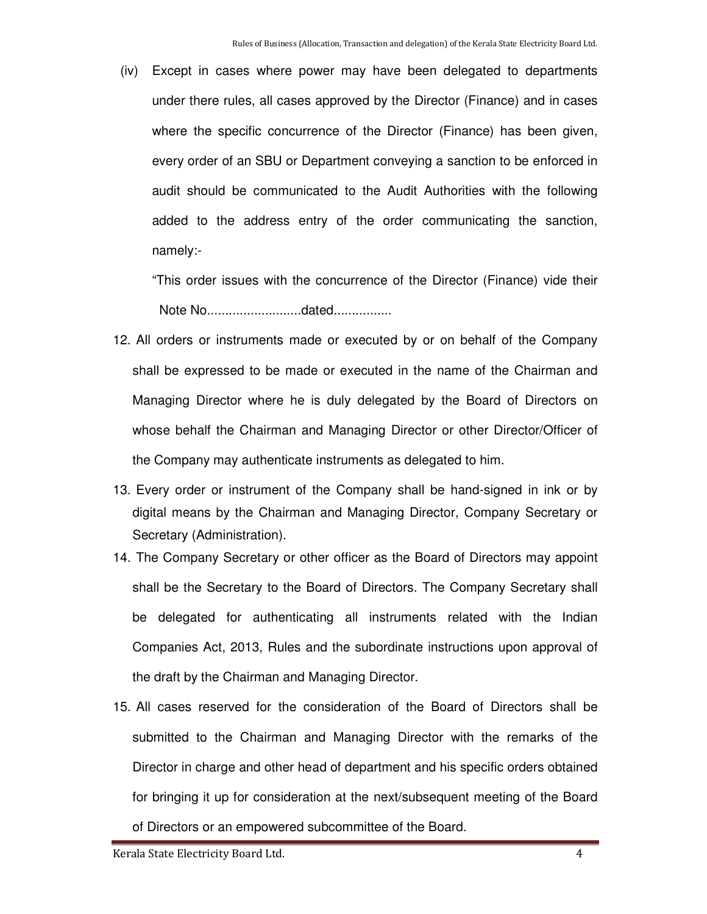(iv) Except in cases where power may have been delegated to departments under there rules, all cases approved by the Director (Finance) and in cases where the specific concurrence of the Director (Finance) has been given, every order of an SBU or Department conveying a sanction to be enforced in audit should be communicated to the Audit Authorities with the following added to the address entry of the order communicating the sanction, namely:-

"This order issues with the concurrence of the Director (Finance) vide their Note No..........................dated................

12. All orders or instruments made or executed by or on behalf of the Company shall be expressed to be made or executed in the name of the Chairman and Managing Director where he is duly delegated by the Board of Directors on whose behalf the Chairman and Managing Director or other Director/Officer of the Company may authenticate instruments as delegated to him.
13. Every order or instrument of the Company shall be hand-signed in ink or by digital means by the Chairman and Managing Director, Company Secretary or Secretary (Administration).
14. The Company Secretary or other officer as the Board of Directors may appoint shall be the Secretary to the Board of Directors. The Company Secretary shall be delegated for authenticating all instruments related with the Indian Companies Act, 2013, Rules and the subordinate instructions upon approval of the draft by the Chairman and Managing Director.
15. All cases reserved for the consideration of the Board of Directors shall be submitted to the Chairman and Managing Director with the remarks of the Director in charge and other head of department and his specific orders obtained for bringing it up for consideration at the next/subsequent meeting of the Board of Directors or an empowered subcommittee of the Board.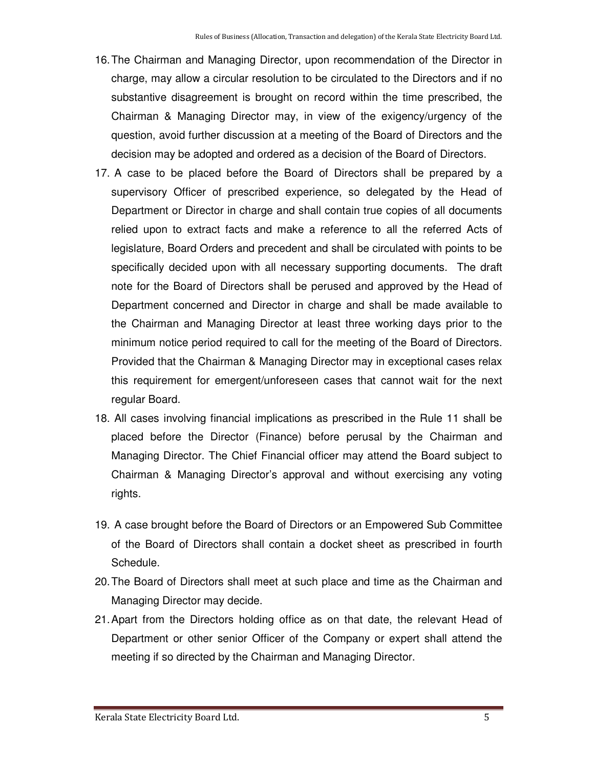16. The Chairman and Managing Director, upon recommendation of the Director in charge, may allow a circular resolution to be circulated to the Directors and if no substantive disagreement is brought on record within the time prescribed, the Chairman & Managing Director may, in view of the exigency/urgency of the question, avoid further discussion at a meeting of the Board of Directors and the decision may be adopted and ordered as a decision of the Board of Directors.
17. A case to be placed before the Board of Directors shall be prepared by a supervisory Officer of prescribed experience, so delegated by the Head of Department or Director in charge and shall contain true copies of all documents relied upon to extract facts and make a reference to all the referred Acts of legislature, Board Orders and precedent and shall be circulated with points to be specifically decided upon with all necessary supporting documents. The draft note for the Board of Directors shall be perused and approved by the Head of Department concerned and Director in charge and shall be made available to the Chairman and Managing Director at least three working days prior to the minimum notice period required to call for the meeting of the Board of Directors. Provided that the Chairman & Managing Director may in exceptional cases relax this requirement for emergent/unforeseen cases that cannot wait for the next regular Board.
18. All cases involving financial implications as prescribed in the Rule 11 shall be placed before the Director (Finance) before perusal by the Chairman and Managing Director. The Chief Financial officer may attend the Board subject to Chairman & Managing Director's approval and without exercising any voting rights.
19. A case brought before the Board of Directors or an Empowered Sub Committee of the Board of Directors shall contain a docket sheet as prescribed in fourth Schedule.
20. The Board of Directors shall meet at such place and time as the Chairman and Managing Director may decide.
21. Apart from the Directors holding office as on that date, the relevant Head of Department or other senior Officer of the Company or expert shall attend the meeting if so directed by the Chairman and Managing Director.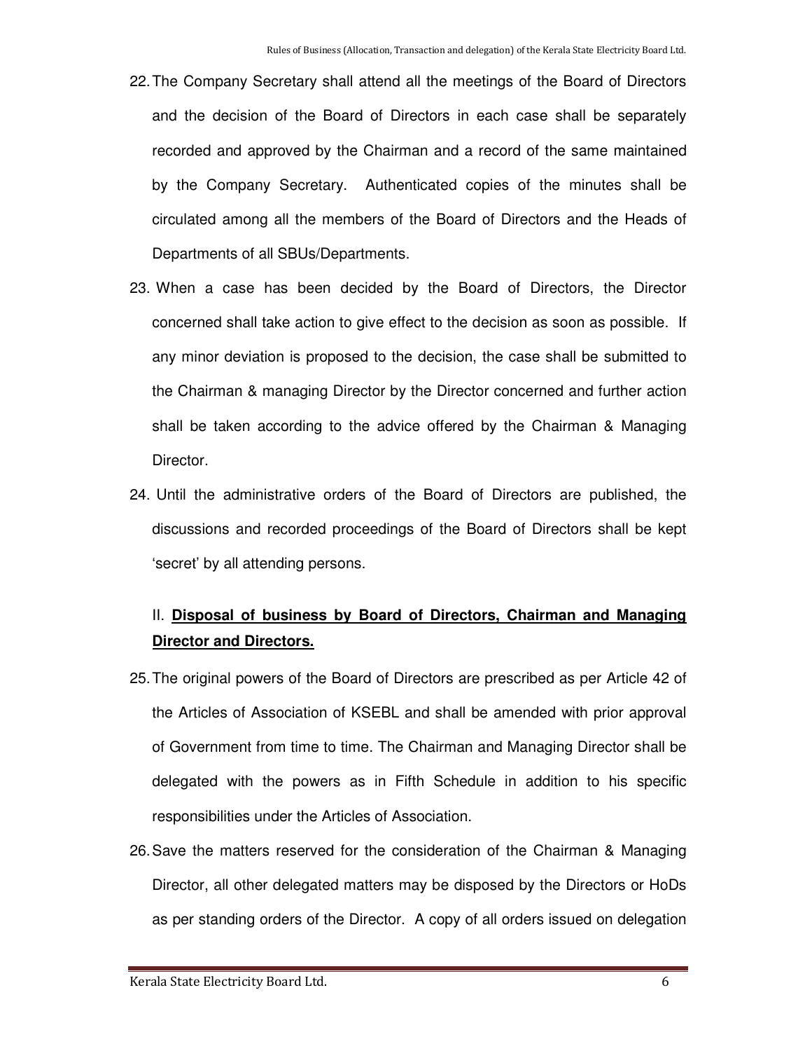22. The Company Secretary shall attend all the meetings of the Board of Directors and the decision of the Board of Directors in each case shall be separately recorded and approved by the Chairman and a record of the same maintained by the Company Secretary. Authenticated copies of the minutes shall be circulated among all the members of the Board of Directors and the Heads of Departments of all SBUs/Departments.

23. When a case has been decided by the Board of Directors, the Director concerned shall take action to give effect to the decision as soon as possible. If any minor deviation is proposed to the decision, the case shall be submitted to the Chairman & managing Director by the Director concerned and further action shall be taken according to the advice offered by the Chairman & Managing Director.

24. Until the administrative orders of the Board of Directors are published, the discussions and recorded proceedings of the Board of Directors shall be kept 'secret' by all attending persons.

## II. **Disposal of business by Board of Directors, Chairman and Managing Director and Directors.**

25. The original powers of the Board of Directors are prescribed as per Article 42 of the Articles of Association of KSEBL and shall be amended with prior approval of Government from time to time. The Chairman and Managing Director shall be delegated with the powers as in Fifth Schedule in addition to his specific responsibilities under the Articles of Association.

26. Save the matters reserved for the consideration of the Chairman & Managing Director, all other delegated matters may be disposed by the Directors or HoDs as per standing orders of the Director. A copy of all orders issued on delegation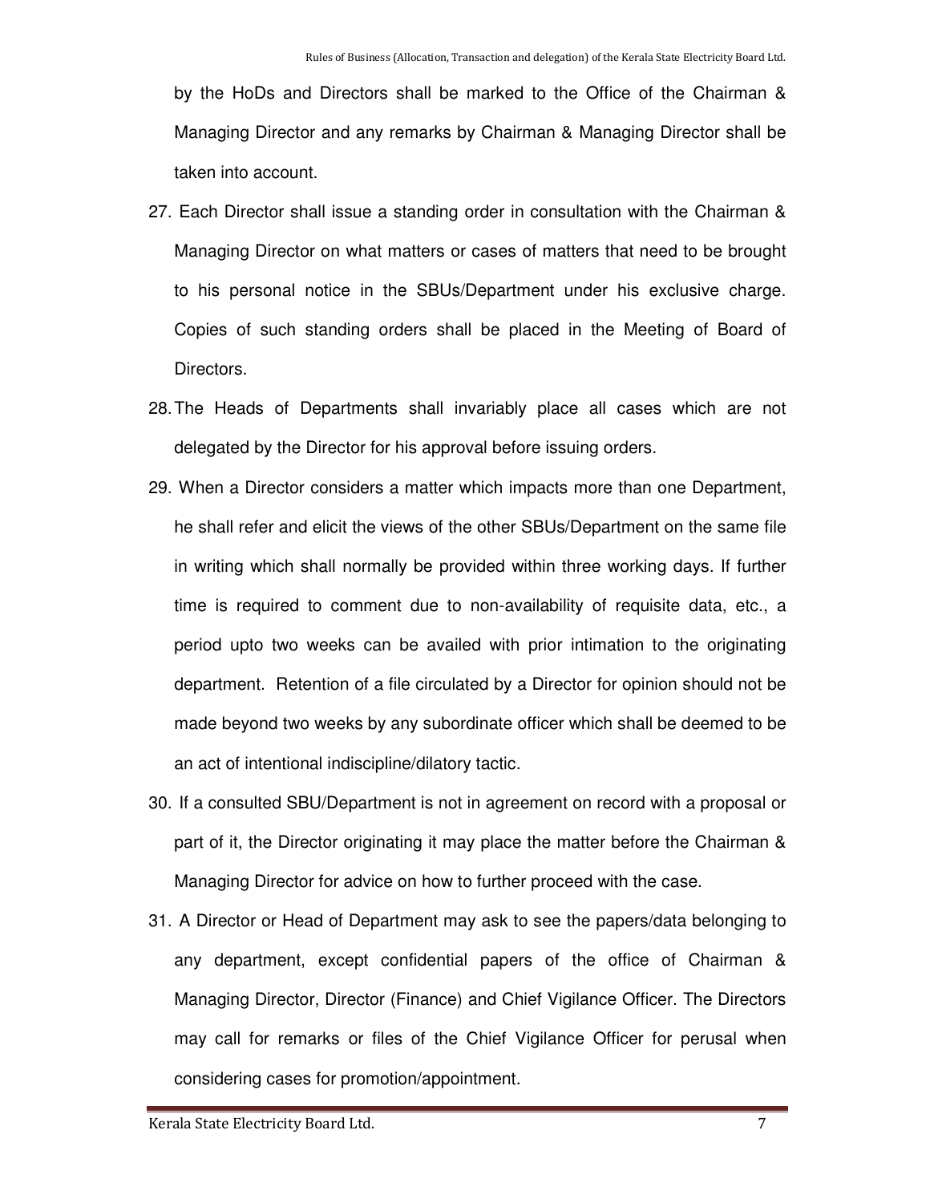by the HoDs and Directors shall be marked to the Office of the Chairman & Managing Director and any remarks by Chairman & Managing Director shall be taken into account.

27. Each Director shall issue a standing order in consultation with the Chairman & Managing Director on what matters or cases of matters that need to be brought to his personal notice in the SBUs/Department under his exclusive charge. Copies of such standing orders shall be placed in the Meeting of Board of Directors.

28. The Heads of Departments shall invariably place all cases which are not delegated by the Director for his approval before issuing orders.

29. When a Director considers a matter which impacts more than one Department, he shall refer and elicit the views of the other SBUs/Department on the same file in writing which shall normally be provided within three working days. If further time is required to comment due to non-availability of requisite data, etc., a period upto two weeks can be availed with prior intimation to the originating department. Retention of a file circulated by a Director for opinion should not be made beyond two weeks by any subordinate officer which shall be deemed to be an act of intentional indiscipline/dilatory tactic.

30. If a consulted SBU/Department is not in agreement on record with a proposal or part of it, the Director originating it may place the matter before the Chairman & Managing Director for advice on how to further proceed with the case.

31. A Director or Head of Department may ask to see the papers/data belonging to any department, except confidential papers of the office of Chairman & Managing Director, Director (Finance) and Chief Vigilance Officer. The Directors may call for remarks or files of the Chief Vigilance Officer for perusal when considering cases for promotion/appointment.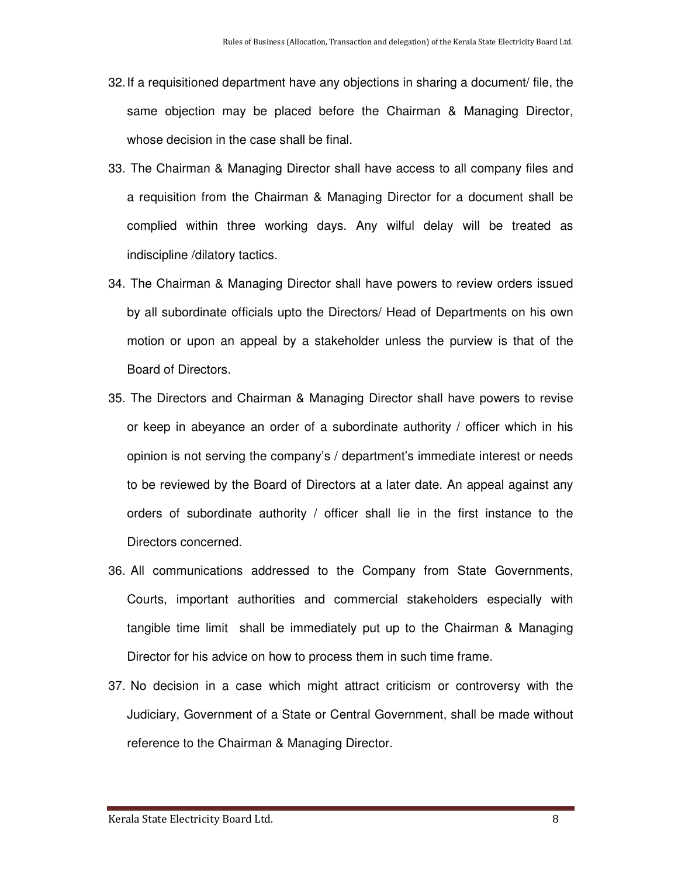32. If a requisitioned department have any objections in sharing a document/ file, the same objection may be placed before the Chairman & Managing Director, whose decision in the case shall be final.

33. The Chairman & Managing Director shall have access to all company files and a requisition from the Chairman & Managing Director for a document shall be complied within three working days. Any wilful delay will be treated as indiscipline /dilatory tactics.

34. The Chairman & Managing Director shall have powers to review orders issued by all subordinate officials upto the Directors/ Head of Departments on his own motion or upon an appeal by a stakeholder unless the purview is that of the Board of Directors.

35. The Directors and Chairman & Managing Director shall have powers to revise or keep in abeyance an order of a subordinate authority / officer which in his opinion is not serving the company's / department's immediate interest or needs to be reviewed by the Board of Directors at a later date. An appeal against any orders of subordinate authority / officer shall lie in the first instance to the Directors concerned.

36. All communications addressed to the Company from State Governments, Courts, important authorities and commercial stakeholders especially with tangible time limit shall be immediately put up to the Chairman & Managing Director for his advice on how to process them in such time frame.

37. No decision in a case which might attract criticism or controversy with the Judiciary, Government of a State or Central Government, shall be made without reference to the Chairman & Managing Director.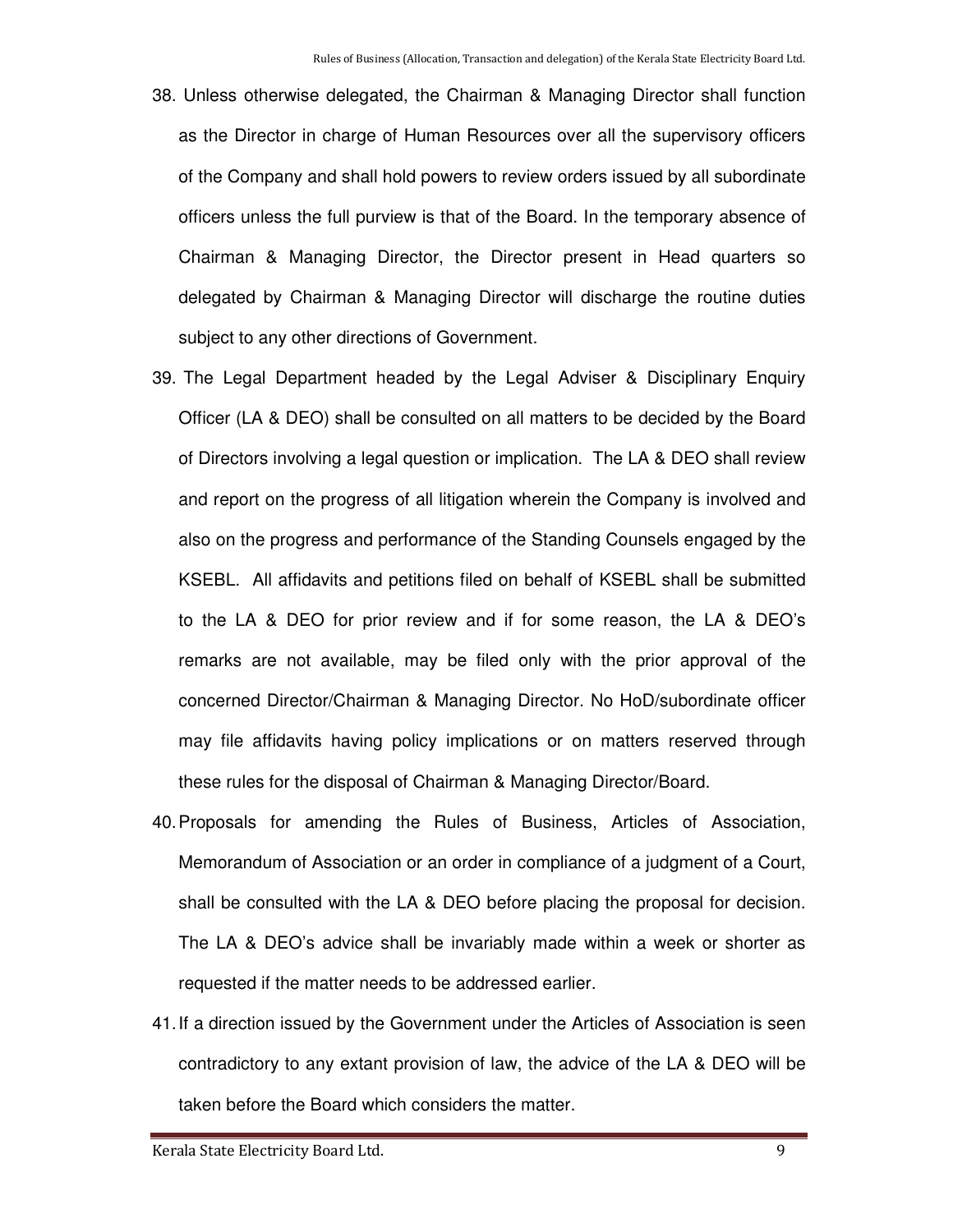38. Unless otherwise delegated, the Chairman & Managing Director shall function as the Director in charge of Human Resources over all the supervisory officers of the Company and shall hold powers to review orders issued by all subordinate officers unless the full purview is that of the Board. In the temporary absence of Chairman & Managing Director, the Director present in Head quarters so delegated by Chairman & Managing Director will discharge the routine duties subject to any other directions of Government.

39. The Legal Department headed by the Legal Adviser & Disciplinary Enquiry Officer (LA & DEO) shall be consulted on all matters to be decided by the Board of Directors involving a legal question or implication. The LA & DEO shall review and report on the progress of all litigation wherein the Company is involved and also on the progress and performance of the Standing Counsels engaged by the KSEBL. All affidavits and petitions filed on behalf of KSEBL shall be submitted to the LA & DEO for prior review and if for some reason, the LA & DEO's remarks are not available, may be filed only with the prior approval of the concerned Director/Chairman & Managing Director. No HoD/subordinate officer may file affidavits having policy implications or on matters reserved through these rules for the disposal of Chairman & Managing Director/Board.

40. Proposals for amending the Rules of Business, Articles of Association, Memorandum of Association or an order in compliance of a judgment of a Court, shall be consulted with the LA & DEO before placing the proposal for decision. The LA & DEO's advice shall be invariably made within a week or shorter as requested if the matter needs to be addressed earlier.

41. If a direction issued by the Government under the Articles of Association is seen contradictory to any extant provision of law, the advice of the LA & DEO will be taken before the Board which considers the matter.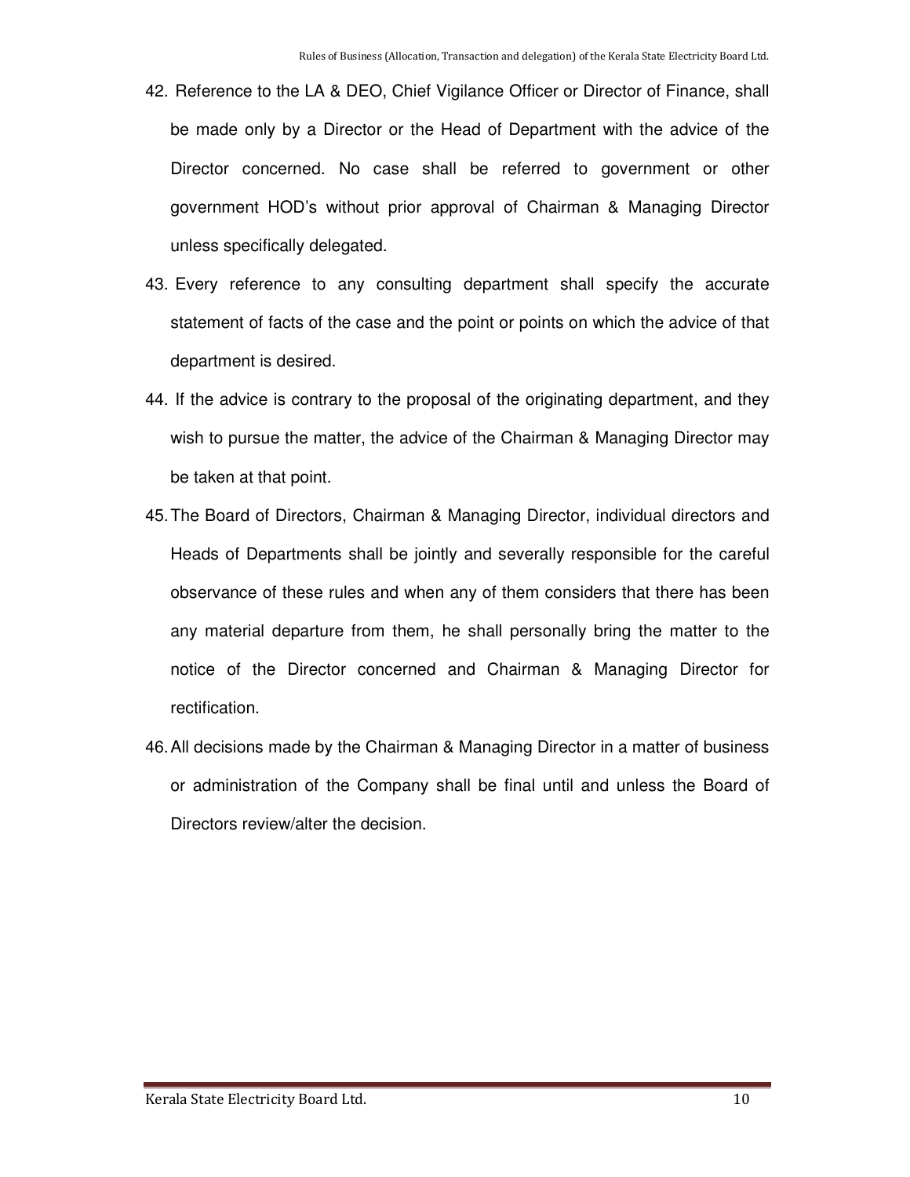42. Reference to the LA & DEO, Chief Vigilance Officer or Director of Finance, shall be made only by a Director or the Head of Department with the advice of the Director concerned. No case shall be referred to government or other government HOD's without prior approval of Chairman & Managing Director unless specifically delegated.

43. Every reference to any consulting department shall specify the accurate statement of facts of the case and the point or points on which the advice of that department is desired.

44. If the advice is contrary to the proposal of the originating department, and they wish to pursue the matter, the advice of the Chairman & Managing Director may be taken at that point.

45. The Board of Directors, Chairman & Managing Director, individual directors and Heads of Departments shall be jointly and severally responsible for the careful observance of these rules and when any of them considers that there has been any material departure from them, he shall personally bring the matter to the notice of the Director concerned and Chairman & Managing Director for rectification.

46. All decisions made by the Chairman & Managing Director in a matter of business or administration of the Company shall be final until and unless the Board of Directors review/alter the decision.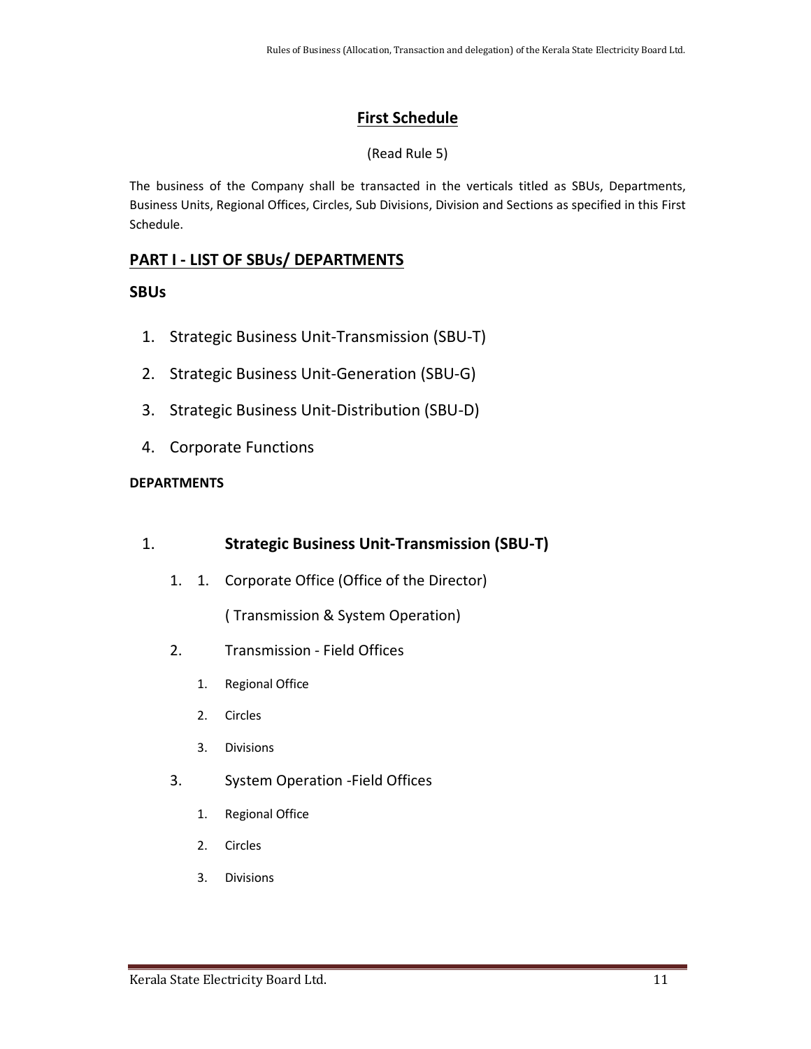# First Schedule

(Read Rule 5)

The business of the Company shall be transacted in the verticals titled as SBUs, Departments, Business Units, Regional Offices, Circles, Sub Divisions, Division and Sections as specified in this First Schedule.

## PART I - LIST OF SBUs/ DEPARTMENTS

### SBUs

1. Strategic Business Unit-Transmission (SBU-T)
2. Strategic Business Unit-Generation (SBU-G)
3. Strategic Business Unit-Distribution (SBU-D)
4. Corporate Functions

**DEPARTMENTS**

1. **Strategic Business Unit-Transmission (SBU-T)**
   1. 1. Corporate Office (Office of the Director)

      ( Transmission & System Operation)
   2. Transmission - Field Offices
      1. Regional Office
      2. Circles
      3. Divisions
   3. System Operation -Field Offices
      1. Regional Office
      2. Circles
      3. Divisions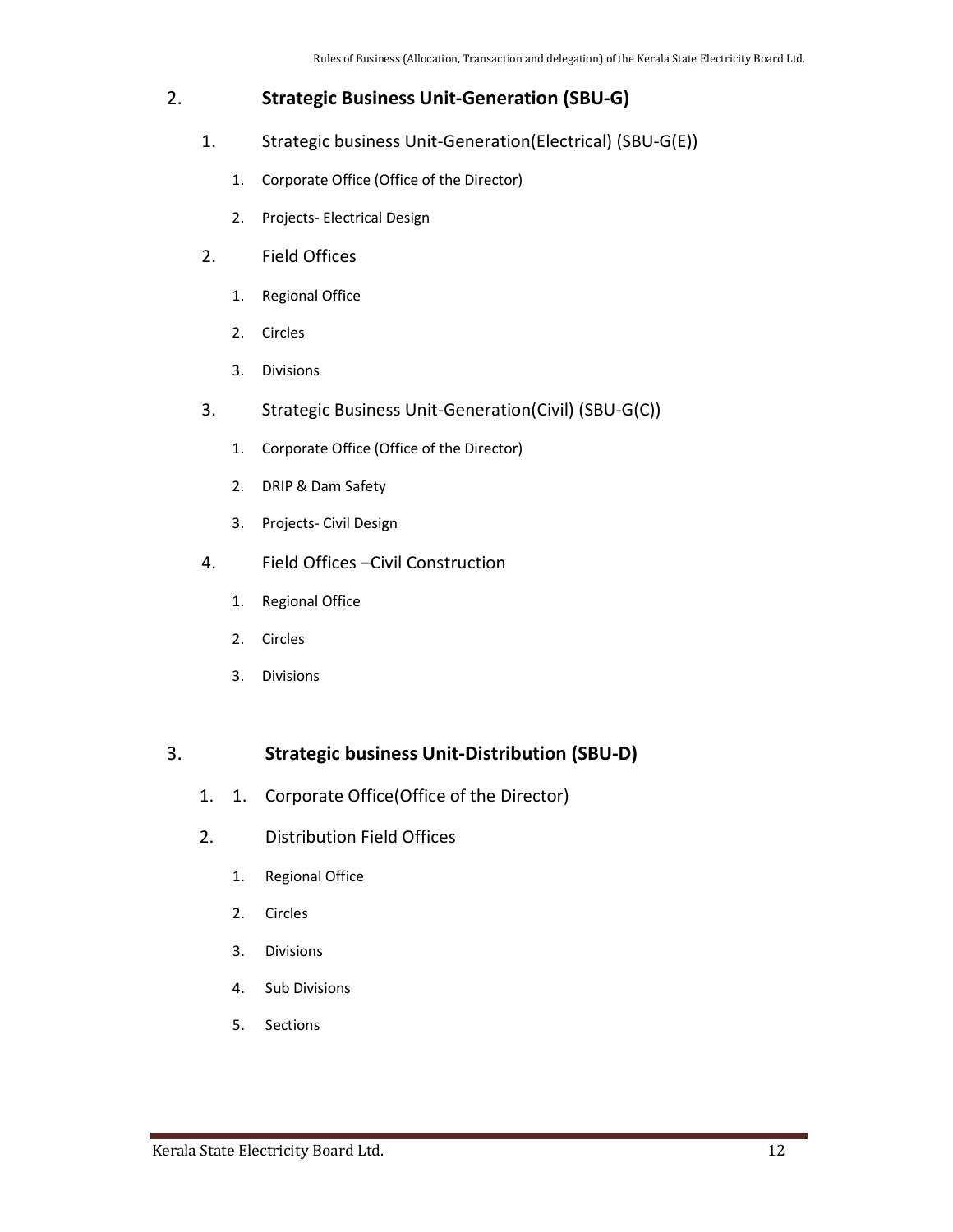2. **Strategic Business Unit-Generation (SBU-G)**

   1. Strategic business Unit-Generation(Electrical) (SBU-G(E))
      1. Corporate Office (Office of the Director)
      2. Projects- Electrical Design
   2. Field Offices
      1. Regional Office
      2. Circles
      3. Divisions
   3. Strategic Business Unit-Generation(Civil) (SBU-G(C))
      1. Corporate Office (Office of the Director)
      2. DRIP & Dam Safety
      3. Projects- Civil Design
   4. Field Offices –Civil Construction
      1. Regional Office
      2. Circles
      3. Divisions

3. **Strategic business Unit-Distribution (SBU-D)**

   1. 1. Corporate Office(Office of the Director)
   2. Distribution Field Offices
      1. Regional Office
      2. Circles
      3. Divisions
      4. Sub Divisions
      5. Sections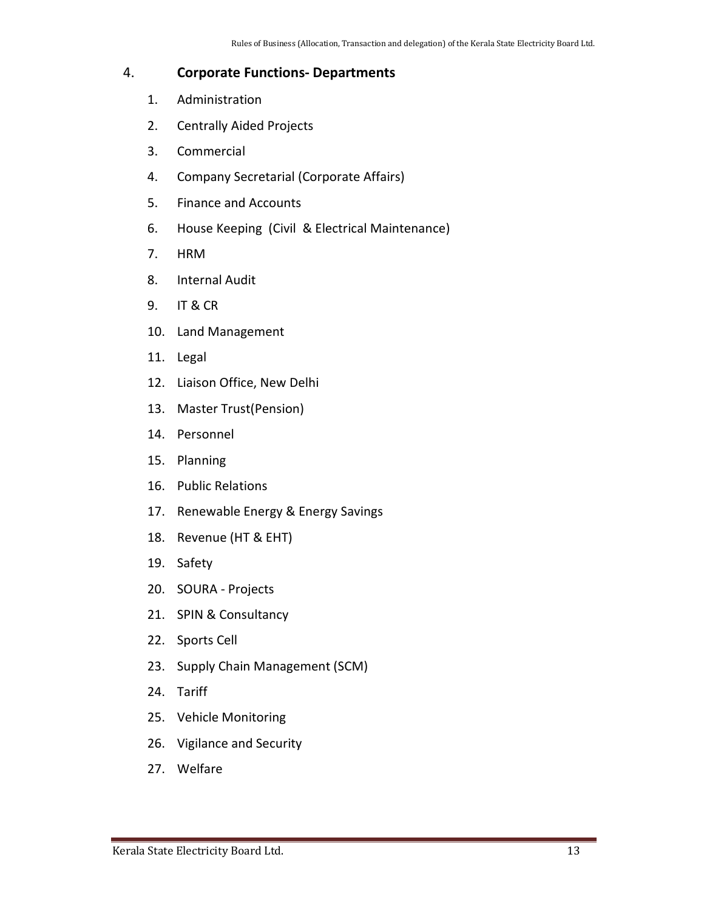## 4. Corporate Functions- Departments

1. Administration
2. Centrally Aided Projects
3. Commercial
4. Company Secretarial (Corporate Affairs)
5. Finance and Accounts
6. House Keeping (Civil & Electrical Maintenance)
7. HRM
8. Internal Audit
9. IT & CR
10. Land Management
11. Legal
12. Liaison Office, New Delhi
13. Master Trust(Pension)
14. Personnel
15. Planning
16. Public Relations
17. Renewable Energy & Energy Savings
18. Revenue (HT & EHT)
19. Safety
20. SOURA - Projects
21. SPIN & Consultancy
22. Sports Cell
23. Supply Chain Management (SCM)
24. Tariff
25. Vehicle Monitoring
26. Vigilance and Security
27. Welfare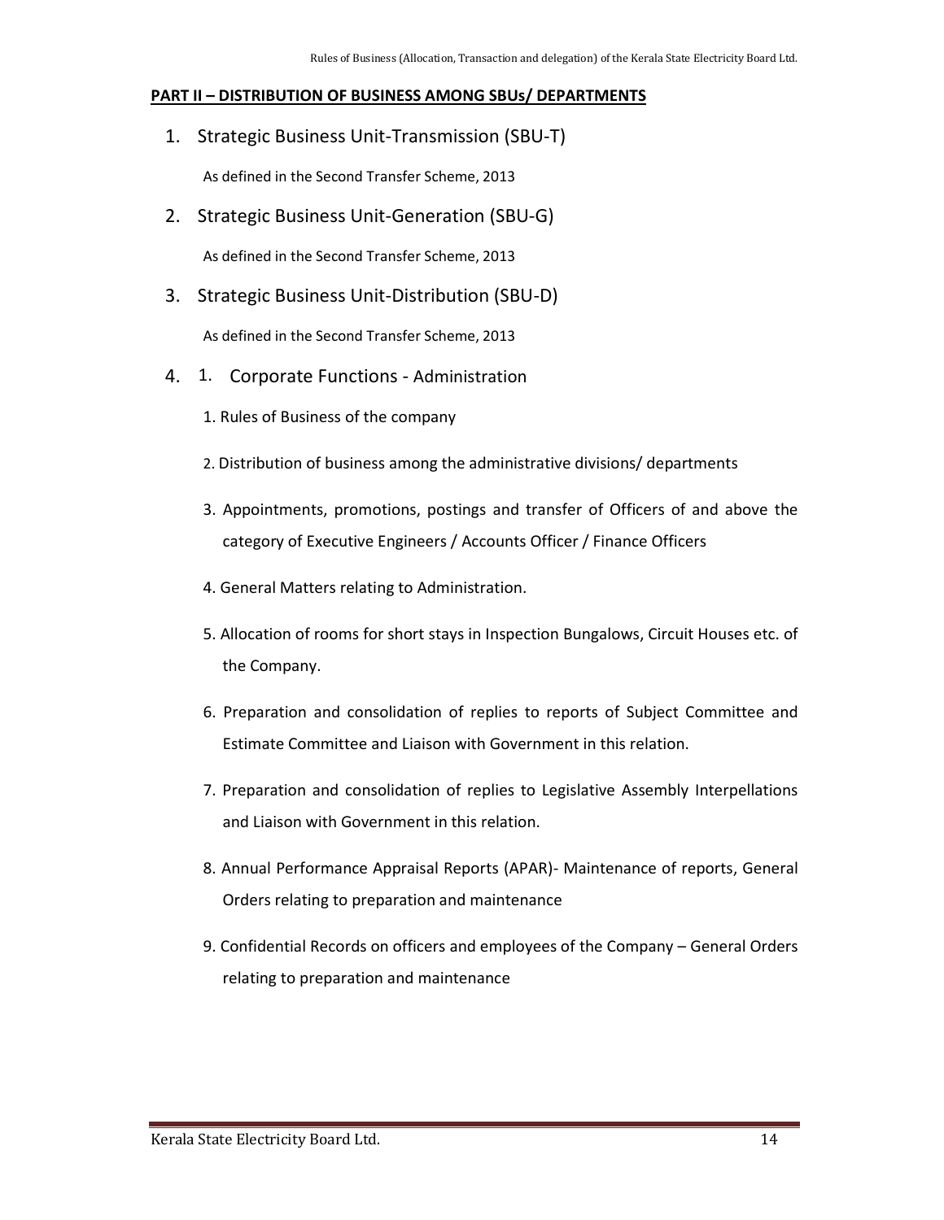**PART II – DISTRIBUTION OF BUSINESS AMONG SBUs/ DEPARTMENTS**

1. Strategic Business Unit-Transmission (SBU-T)

   As defined in the Second Transfer Scheme, 2013

2. Strategic Business Unit-Generation (SBU-G)

   As defined in the Second Transfer Scheme, 2013

3. Strategic Business Unit-Distribution (SBU-D)

   As defined in the Second Transfer Scheme, 2013

4. 1. Corporate Functions - Administration

   1. Rules of Business of the company
   2. Distribution of business among the administrative divisions/ departments
   3. Appointments, promotions, postings and transfer of Officers of and above the category of Executive Engineers / Accounts Officer / Finance Officers
   4. General Matters relating to Administration.
   5. Allocation of rooms for short stays in Inspection Bungalows, Circuit Houses etc. of the Company.
   6. Preparation and consolidation of replies to reports of Subject Committee and Estimate Committee and Liaison with Government in this relation.
   7. Preparation and consolidation of replies to Legislative Assembly Interpellations and Liaison with Government in this relation.
   8. Annual Performance Appraisal Reports (APAR)- Maintenance of reports, General Orders relating to preparation and maintenance
   9. Confidential Records on officers and employees of the Company – General Orders relating to preparation and maintenance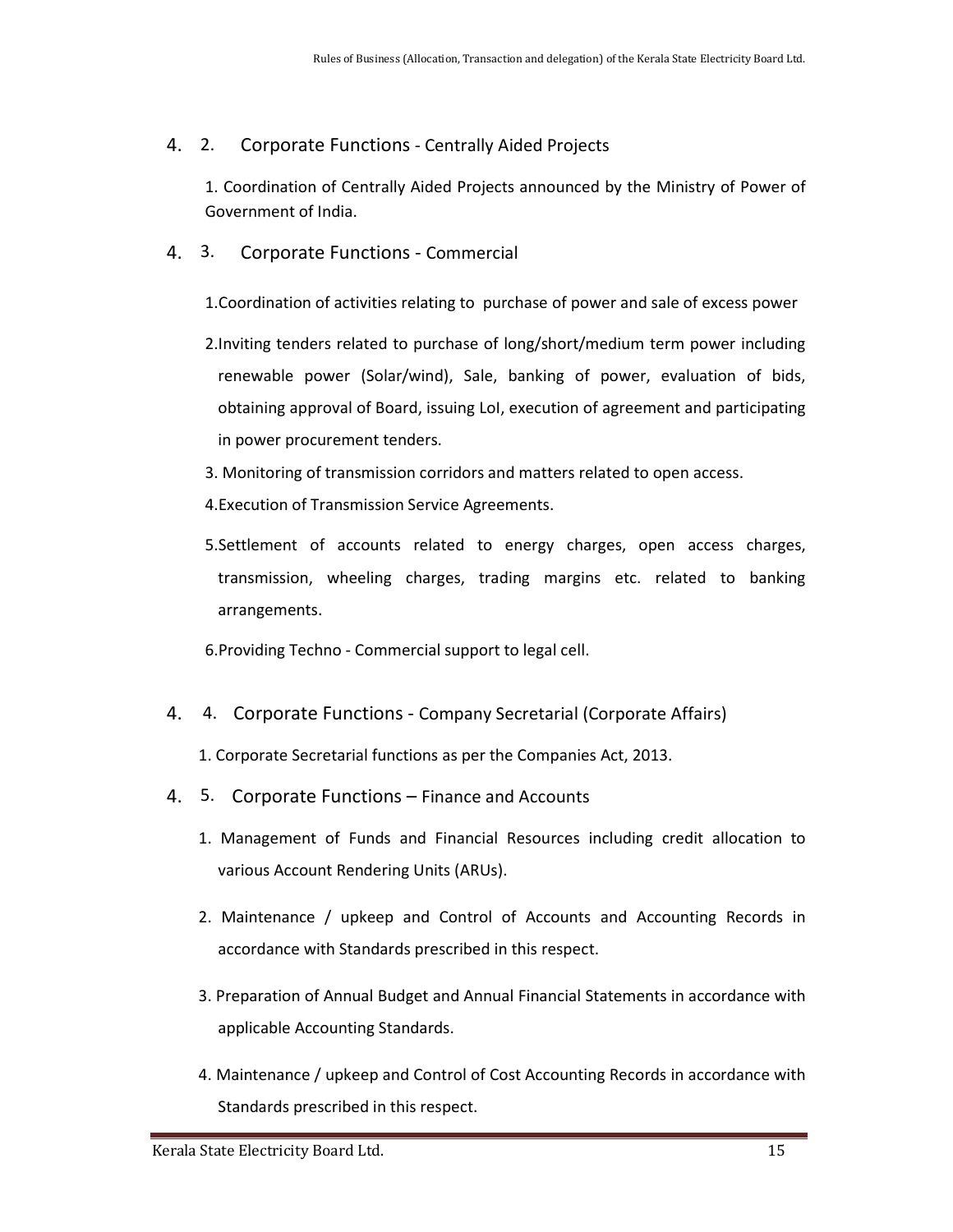## 4. 2. Corporate Functions - Centrally Aided Projects

1. Coordination of Centrally Aided Projects announced by the Ministry of Power of Government of India.

## 4. 3. Corporate Functions - Commercial

1. Coordination of activities relating to purchase of power and sale of excess power
2. Inviting tenders related to purchase of long/short/medium term power including renewable power (Solar/wind), Sale, banking of power, evaluation of bids, obtaining approval of Board, issuing LoI, execution of agreement and participating in power procurement tenders.
3. Monitoring of transmission corridors and matters related to open access.
4. Execution of Transmission Service Agreements.
5. Settlement of accounts related to energy charges, open access charges, transmission, wheeling charges, trading margins etc. related to banking arrangements.
6. Providing Techno - Commercial support to legal cell.

## 4. 4. Corporate Functions - Company Secretarial (Corporate Affairs)

1. Corporate Secretarial functions as per the Companies Act, 2013.

## 4. 5. Corporate Functions – Finance and Accounts

1. Management of Funds and Financial Resources including credit allocation to various Account Rendering Units (ARUs).
2. Maintenance / upkeep and Control of Accounts and Accounting Records in accordance with Standards prescribed in this respect.
3. Preparation of Annual Budget and Annual Financial Statements in accordance with applicable Accounting Standards.
4. Maintenance / upkeep and Control of Cost Accounting Records in accordance with Standards prescribed in this respect.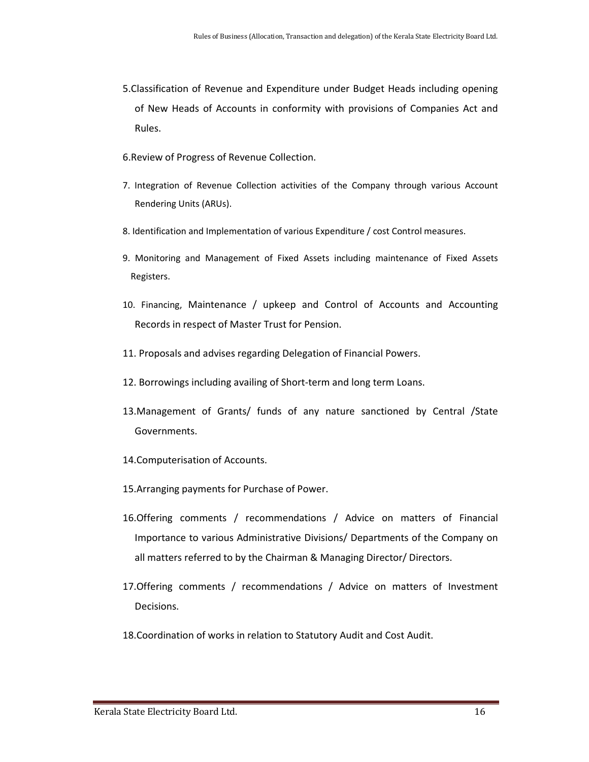5. Classification of Revenue and Expenditure under Budget Heads including opening of New Heads of Accounts in conformity with provisions of Companies Act and Rules.

6. Review of Progress of Revenue Collection.

7. Integration of Revenue Collection activities of the Company through various Account Rendering Units (ARUs).

8. Identification and Implementation of various Expenditure / cost Control measures.

9. Monitoring and Management of Fixed Assets including maintenance of Fixed Assets Registers.

10. Financing, Maintenance / upkeep and Control of Accounts and Accounting Records in respect of Master Trust for Pension.

11. Proposals and advises regarding Delegation of Financial Powers.

12. Borrowings including availing of Short-term and long term Loans.

13. Management of Grants/ funds of any nature sanctioned by Central /State Governments.

14. Computerisation of Accounts.

15. Arranging payments for Purchase of Power.

16. Offering comments / recommendations / Advice on matters of Financial Importance to various Administrative Divisions/ Departments of the Company on all matters referred to by the Chairman & Managing Director/ Directors.

17. Offering comments / recommendations / Advice on matters of Investment Decisions.

18. Coordination of works in relation to Statutory Audit and Cost Audit.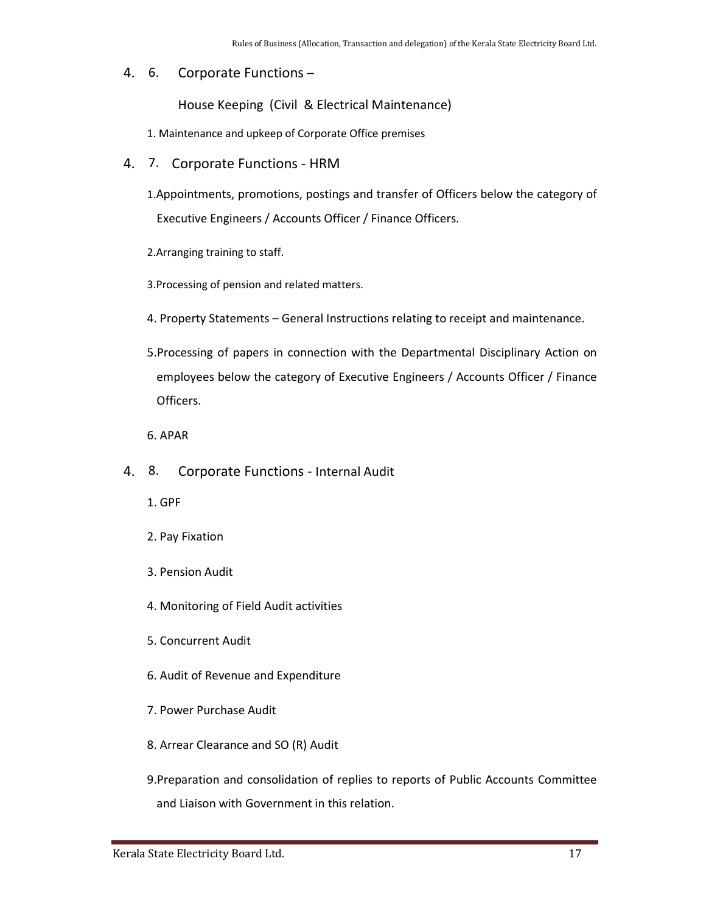## 4. 6. Corporate Functions –

House Keeping (Civil & Electrical Maintenance)

1. Maintenance and upkeep of Corporate Office premises

## 4. 7. Corporate Functions - HRM

1. Appointments, promotions, postings and transfer of Officers below the category of Executive Engineers / Accounts Officer / Finance Officers.
2. Arranging training to staff.
3. Processing of pension and related matters.
4. Property Statements – General Instructions relating to receipt and maintenance.
5. Processing of papers in connection with the Departmental Disciplinary Action on employees below the category of Executive Engineers / Accounts Officer / Finance Officers.
6. APAR

## 4. 8. Corporate Functions - Internal Audit

1. GPF
2. Pay Fixation
3. Pension Audit
4. Monitoring of Field Audit activities
5. Concurrent Audit
6. Audit of Revenue and Expenditure
7. Power Purchase Audit
8. Arrear Clearance and SO (R) Audit
9. Preparation and consolidation of replies to reports of Public Accounts Committee and Liaison with Government in this relation.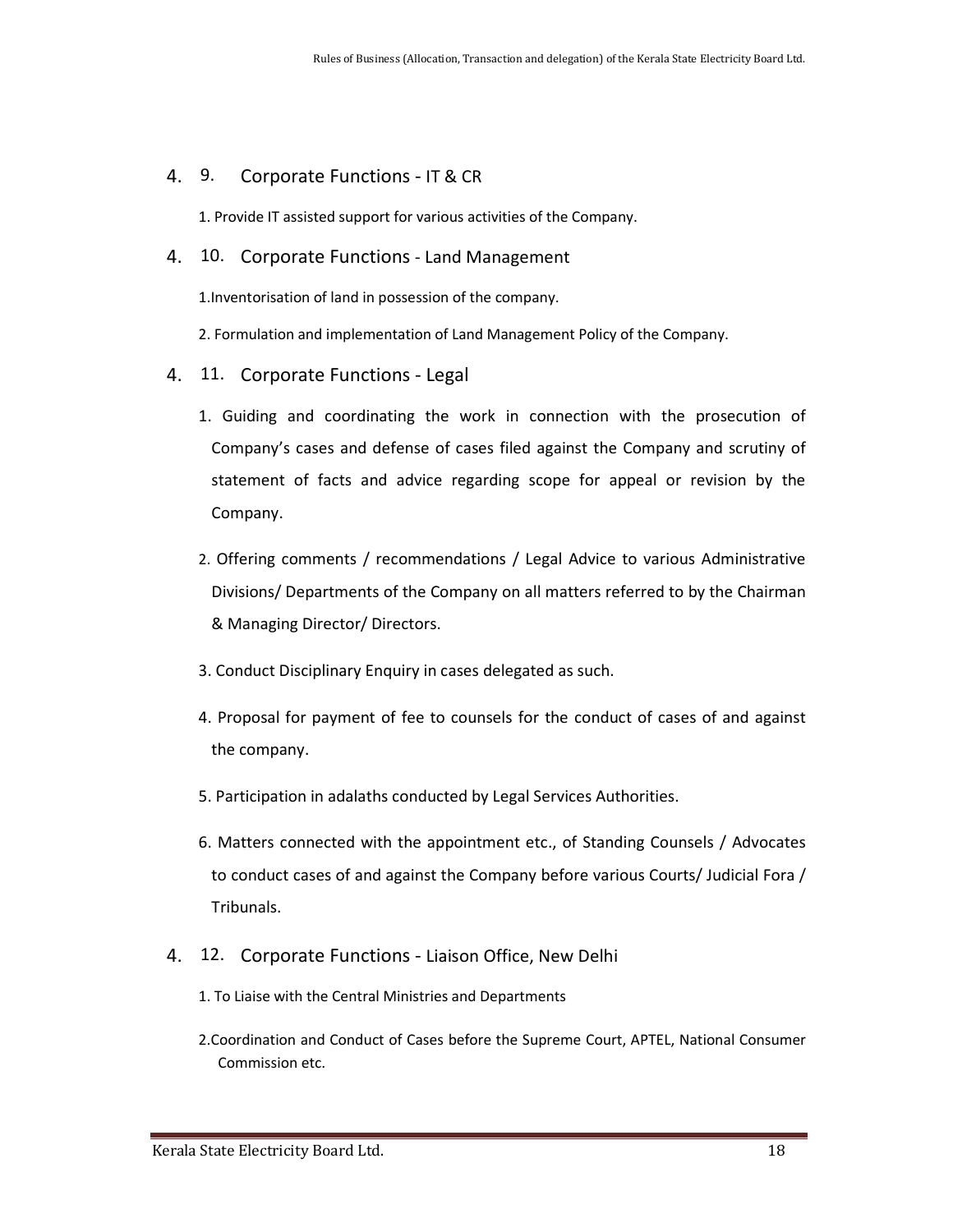## 4.9. Corporate Functions - IT & CR

1. Provide IT assisted support for various activities of the Company.

## 4.10. Corporate Functions - Land Management

1. Inventorisation of land in possession of the company.

2. Formulation and implementation of Land Management Policy of the Company.

## 4.11. Corporate Functions - Legal

1. Guiding and coordinating the work in connection with the prosecution of Company's cases and defense of cases filed against the Company and scrutiny of statement of facts and advice regarding scope for appeal or revision by the Company.

2. Offering comments / recommendations / Legal Advice to various Administrative Divisions/ Departments of the Company on all matters referred to by the Chairman & Managing Director/ Directors.

3. Conduct Disciplinary Enquiry in cases delegated as such.

4. Proposal for payment of fee to counsels for the conduct of cases of and against the company.

5. Participation in adalaths conducted by Legal Services Authorities.

6. Matters connected with the appointment etc., of Standing Counsels / Advocates to conduct cases of and against the Company before various Courts/ Judicial Fora / Tribunals.

## 4.12. Corporate Functions - Liaison Office, New Delhi

1. To Liaise with the Central Ministries and Departments

2. Coordination and Conduct of Cases before the Supreme Court, APTEL, National Consumer Commission etc.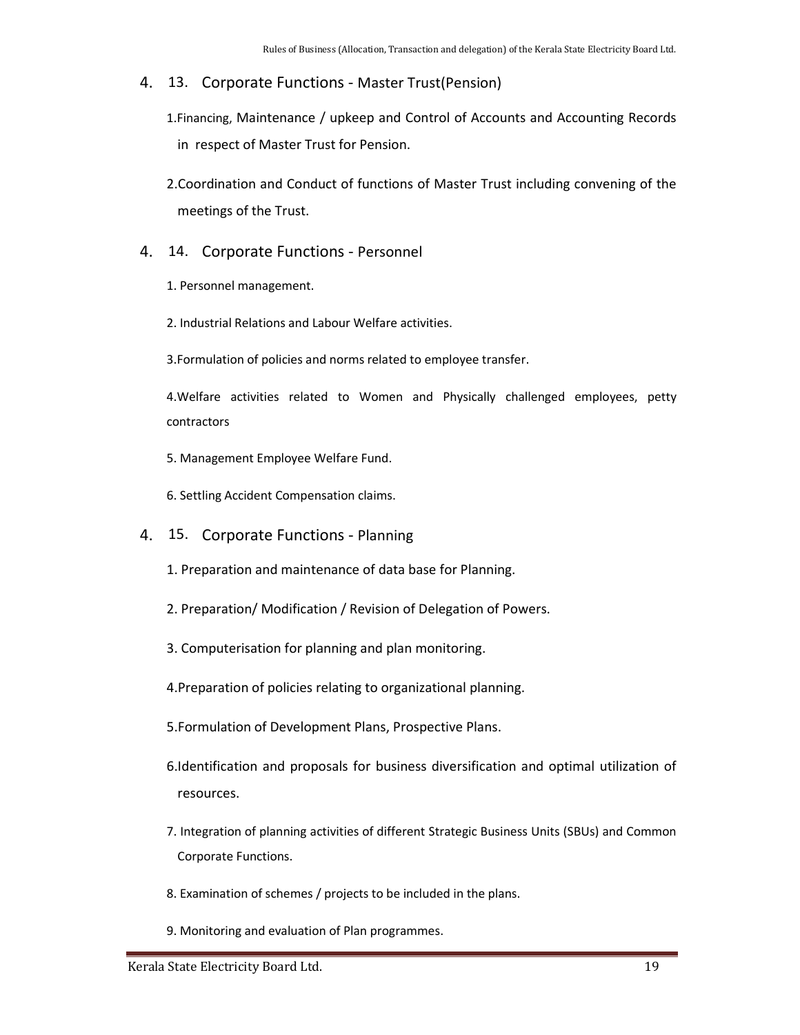## 4. 13. Corporate Functions - Master Trust(Pension)

1. Financing, Maintenance / upkeep and Control of Accounts and Accounting Records in respect of Master Trust for Pension.
2. Coordination and Conduct of functions of Master Trust including convening of the meetings of the Trust.

## 4. 14. Corporate Functions - Personnel

1. Personnel management.
2. Industrial Relations and Labour Welfare activities.
3. Formulation of policies and norms related to employee transfer.
4. Welfare activities related to Women and Physically challenged employees, petty contractors
5. Management Employee Welfare Fund.
6. Settling Accident Compensation claims.

## 4. 15. Corporate Functions - Planning

1. Preparation and maintenance of data base for Planning.
2. Preparation/ Modification / Revision of Delegation of Powers.
3. Computerisation for planning and plan monitoring.
4. Preparation of policies relating to organizational planning.
5. Formulation of Development Plans, Prospective Plans.
6. Identification and proposals for business diversification and optimal utilization of resources.
7. Integration of planning activities of different Strategic Business Units (SBUs) and Common Corporate Functions.
8. Examination of schemes / projects to be included in the plans.
9. Monitoring and evaluation of Plan programmes.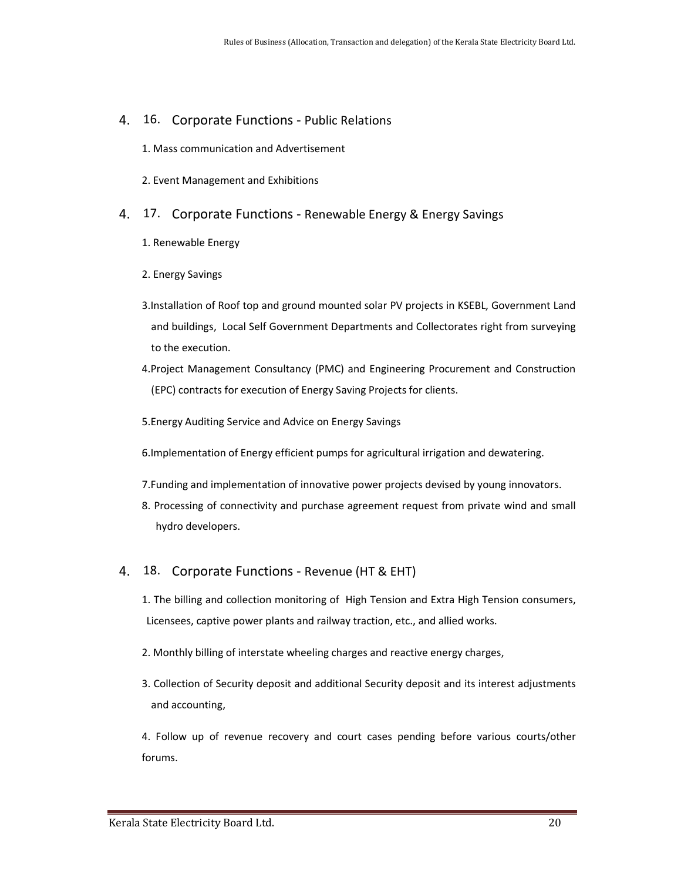## 4. 16. Corporate Functions - Public Relations

1. Mass communication and Advertisement

2. Event Management and Exhibitions

## 4. 17. Corporate Functions - Renewable Energy & Energy Savings

1. Renewable Energy

2. Energy Savings

3. Installation of Roof top and ground mounted solar PV projects in KSEBL, Government Land and buildings, Local Self Government Departments and Collectorates right from surveying to the execution.

4. Project Management Consultancy (PMC) and Engineering Procurement and Construction (EPC) contracts for execution of Energy Saving Projects for clients.

5. Energy Auditing Service and Advice on Energy Savings

6. Implementation of Energy efficient pumps for agricultural irrigation and dewatering.

7. Funding and implementation of innovative power projects devised by young innovators.

8. Processing of connectivity and purchase agreement request from private wind and small hydro developers.

## 4. 18. Corporate Functions - Revenue (HT & EHT)

1. The billing and collection monitoring of High Tension and Extra High Tension consumers, Licensees, captive power plants and railway traction, etc., and allied works.

2. Monthly billing of interstate wheeling charges and reactive energy charges,

3. Collection of Security deposit and additional Security deposit and its interest adjustments and accounting,

4. Follow up of revenue recovery and court cases pending before various courts/other forums.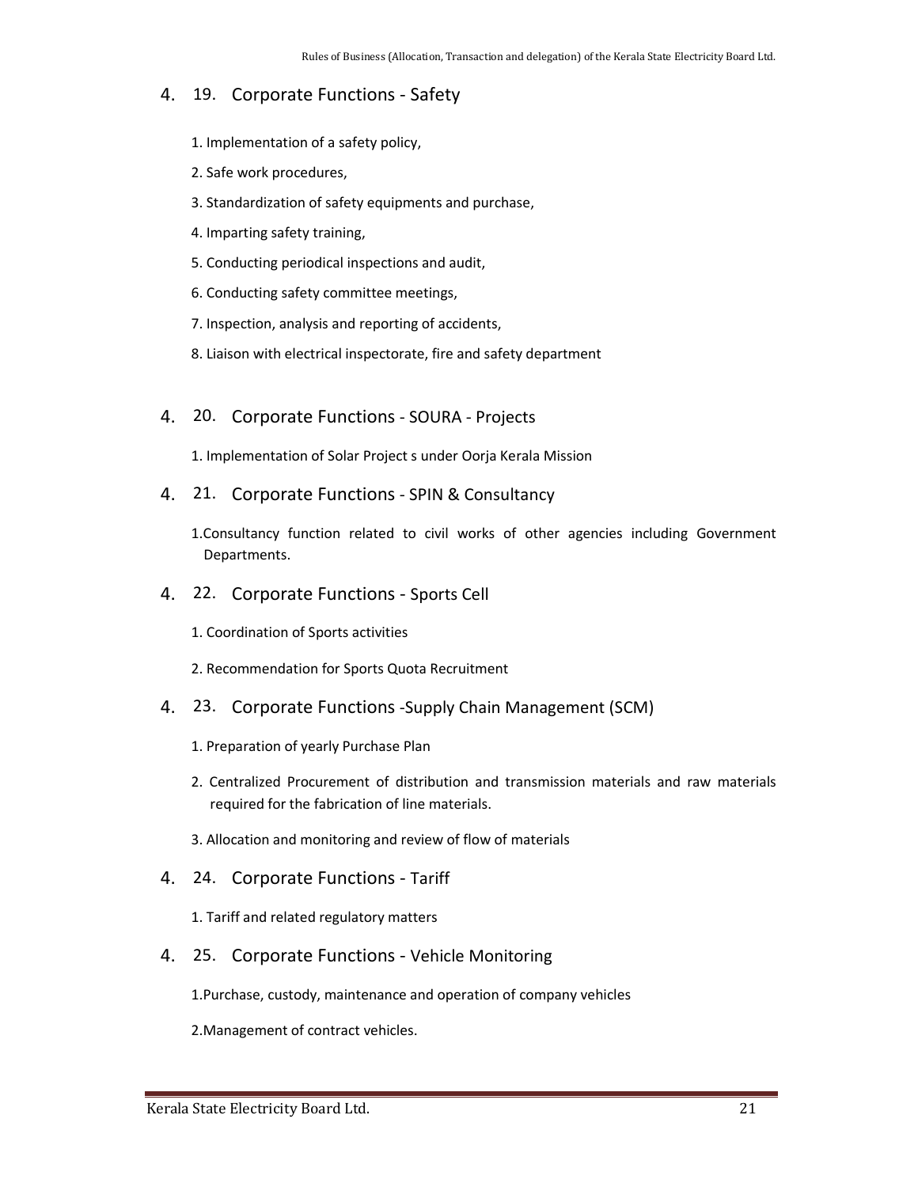## 4. 19. Corporate Functions - Safety

1. Implementation of a safety policy,
2. Safe work procedures,
3. Standardization of safety equipments and purchase,
4. Imparting safety training,
5. Conducting periodical inspections and audit,
6. Conducting safety committee meetings,
7. Inspection, analysis and reporting of accidents,
8. Liaison with electrical inspectorate, fire and safety department

## 4. 20. Corporate Functions - SOURA - Projects

1. Implementation of Solar Project s under Oorja Kerala Mission

## 4. 21. Corporate Functions - SPIN & Consultancy

1. Consultancy function related to civil works of other agencies including Government Departments.

## 4. 22. Corporate Functions - Sports Cell

1. Coordination of Sports activities
2. Recommendation for Sports Quota Recruitment

## 4. 23. Corporate Functions -Supply Chain Management (SCM)

1. Preparation of yearly Purchase Plan
2. Centralized Procurement of distribution and transmission materials and raw materials required for the fabrication of line materials.
3. Allocation and monitoring and review of flow of materials

## 4. 24. Corporate Functions - Tariff

1. Tariff and related regulatory matters

## 4. 25. Corporate Functions - Vehicle Monitoring

1. Purchase, custody, maintenance and operation of company vehicles
2. Management of contract vehicles.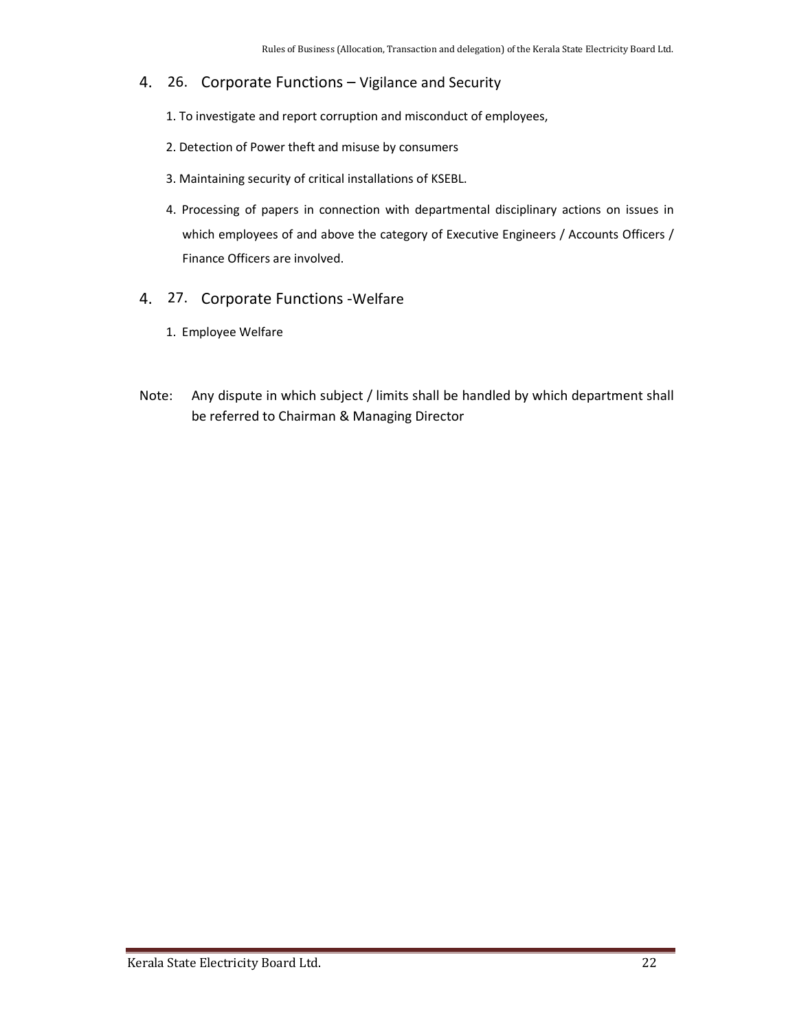## 4. 26. Corporate Functions – Vigilance and Security

1. To investigate and report corruption and misconduct of employees,
2. Detection of Power theft and misuse by consumers
3. Maintaining security of critical installations of KSEBL.
4. Processing of papers in connection with departmental disciplinary actions on issues in which employees of and above the category of Executive Engineers / Accounts Officers / Finance Officers are involved.

## 4. 27. Corporate Functions -Welfare

1. Employee Welfare

Note: Any dispute in which subject / limits shall be handled by which department shall be referred to Chairman & Managing Director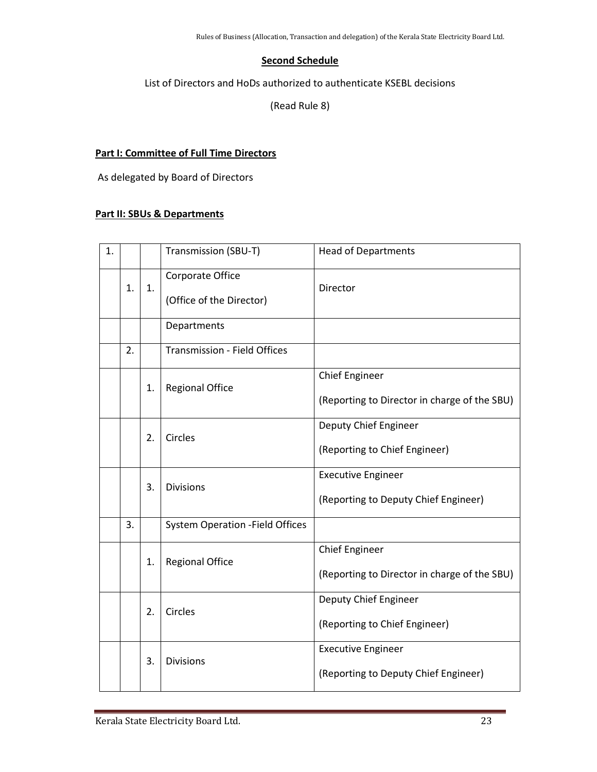## Second Schedule

List of Directors and HoDs authorized to authenticate KSEBL decisions

(Read Rule 8)

**Part I: Committee of Full Time Directors**

As delegated by Board of Directors

**Part II: SBUs & Departments**

| | | | | |
|---|---|---|---|---|
| 1. | | | Transmission (SBU-T) | Head of Departments |
| | 1. | 1. | Corporate Office<br>(Office of the Director) | Director |
| | | | Departments | |
| | 2. | | Transmission - Field Offices | |
| | | 1. | Regional Office | Chief Engineer<br>(Reporting to Director in charge of the SBU) |
| | | 2. | Circles | Deputy Chief Engineer<br>(Reporting to Chief Engineer) |
| | | 3. | Divisions | Executive Engineer<br>(Reporting to Deputy Chief Engineer) |
| | 3. | | System Operation -Field Offices | |
| | | 1. | Regional Office | Chief Engineer<br>(Reporting to Director in charge of the SBU) |
| | | 2. | Circles | Deputy Chief Engineer<br>(Reporting to Chief Engineer) |
| | | 3. | Divisions | Executive Engineer<br>(Reporting to Deputy Chief Engineer) |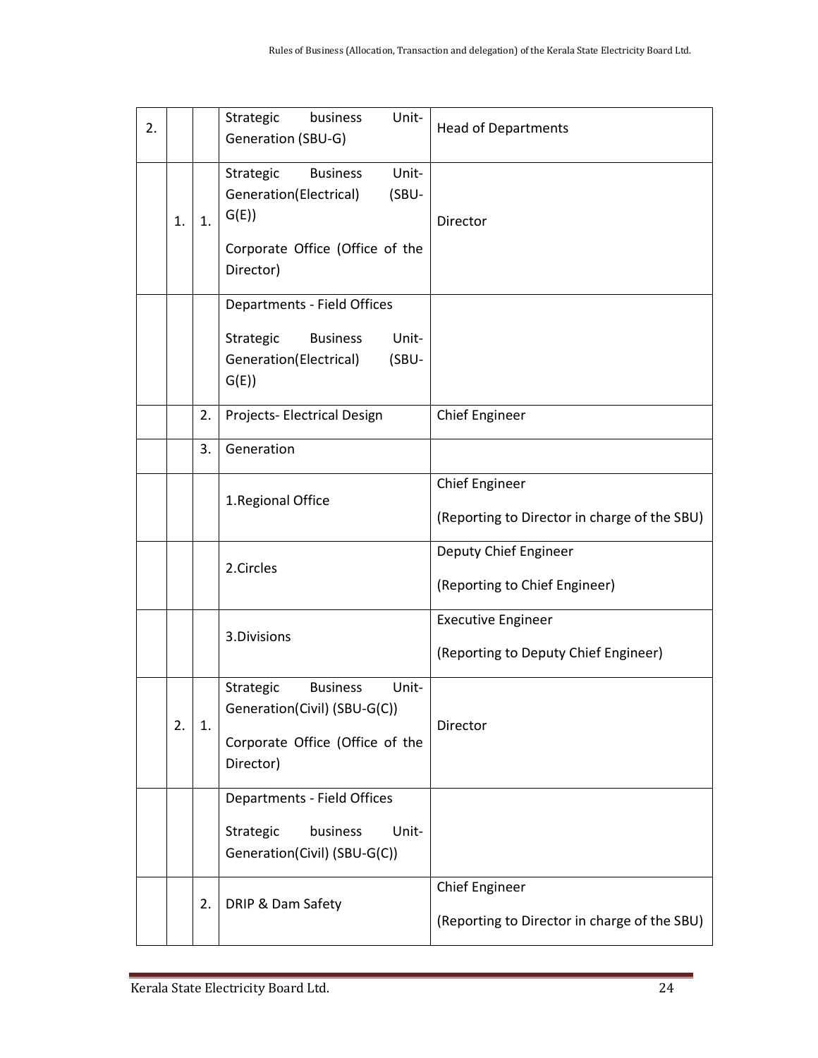| | | | | |
|---|---|---|---|---|
| 2. | | | Strategic business Unit-Generation (SBU-G) | Head of Departments |
| | 1. | 1. | Strategic Business Unit-Generation(Electrical) (SBU-G(E))<br><br>Corporate Office (Office of the Director) | Director |
| | | | Departments - Field Offices<br><br>Strategic Business Unit-Generation(Electrical) (SBU-G(E)) | |
| | | 2. | Projects- Electrical Design | Chief Engineer |
| | | 3. | Generation | |
| | | | 1.Regional Office | Chief Engineer<br><br>(Reporting to Director in charge of the SBU) |
| | | | 2.Circles | Deputy Chief Engineer<br><br>(Reporting to Chief Engineer) |
| | | | 3.Divisions | Executive Engineer<br><br>(Reporting to Deputy Chief Engineer) |
| | 2. | 1. | Strategic Business Unit-Generation(Civil) (SBU-G(C))<br><br>Corporate Office (Office of the Director) | Director |
| | | | Departments - Field Offices<br><br>Strategic business Unit-Generation(Civil) (SBU-G(C)) | |
| | | 2. | DRIP & Dam Safety | Chief Engineer<br><br>(Reporting to Director in charge of the SBU) |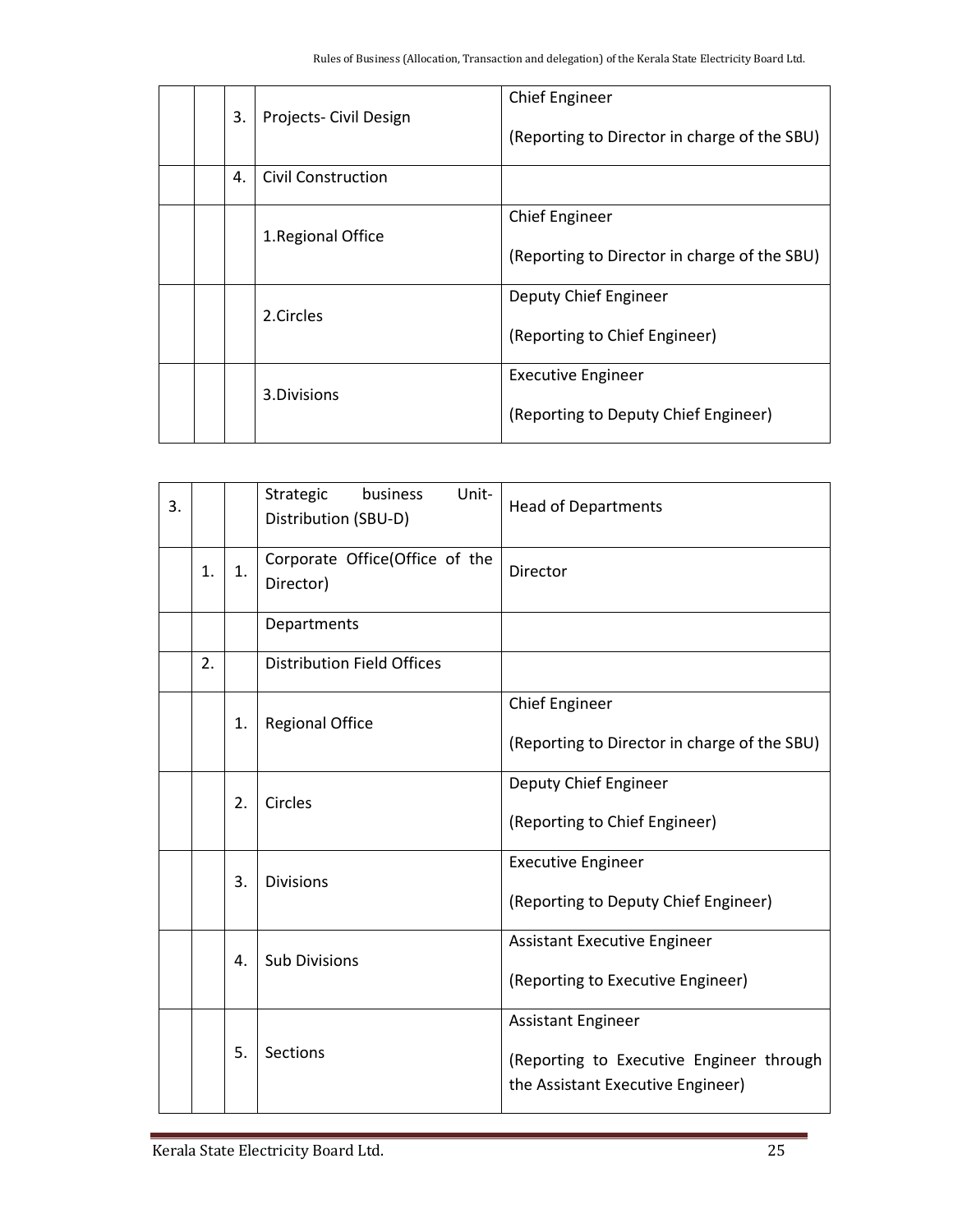| | | | | |
|---|---|---|---|---|
| | | 3. | Projects- Civil Design | Chief Engineer<br><br>(Reporting to Director in charge of the SBU) |
| | | 4. | Civil Construction | |
| | | | 1.Regional Office | Chief Engineer<br><br>(Reporting to Director in charge of the SBU) |
| | | | 2.Circles | Deputy Chief Engineer<br><br>(Reporting to Chief Engineer) |
| | | | 3.Divisions | Executive Engineer<br><br>(Reporting to Deputy Chief Engineer) |

| | | | | |
|---|---|---|---|---|
| 3. | | | Strategic business Unit-Distribution (SBU-D) | Head of Departments |
| | 1. | 1. | Corporate Office(Office of the Director) | Director |
| | | | Departments | |
| | 2. | | Distribution Field Offices | |
| | | 1. | Regional Office | Chief Engineer<br><br>(Reporting to Director in charge of the SBU) |
| | | 2. | Circles | Deputy Chief Engineer<br><br>(Reporting to Chief Engineer) |
| | | 3. | Divisions | Executive Engineer<br><br>(Reporting to Deputy Chief Engineer) |
| | | 4. | Sub Divisions | Assistant Executive Engineer<br><br>(Reporting to Executive Engineer) |
| | | 5. | Sections | Assistant Engineer<br><br>(Reporting to Executive Engineer through the Assistant Executive Engineer) |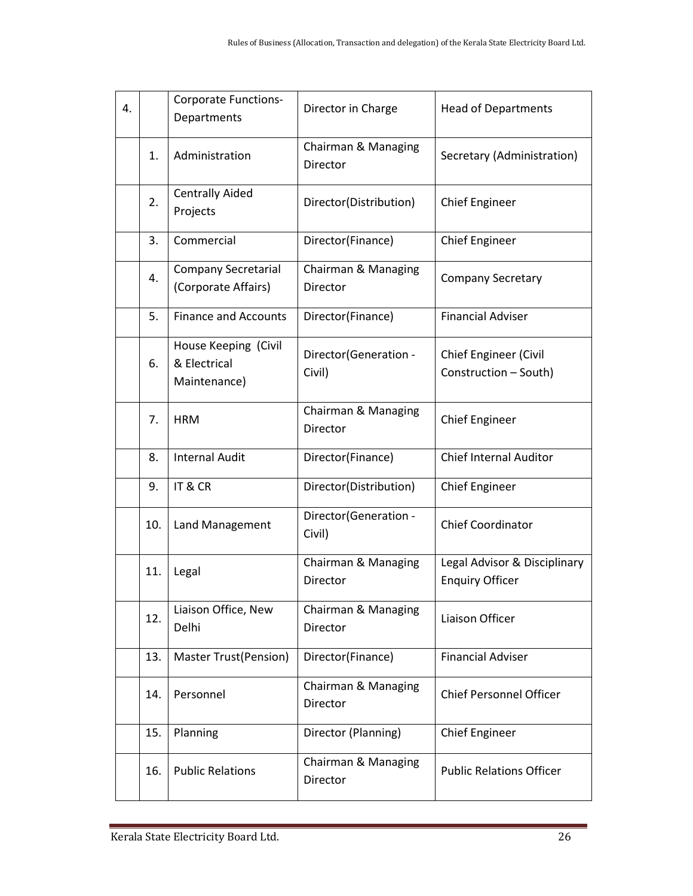| 4. | | Corporate Functions- Departments | Director in Charge | Head of Departments |
|---|---|---|---|---|
| | 1. | Administration | Chairman & Managing Director | Secretary (Administration) |
| | 2. | Centrally Aided Projects | Director(Distribution) | Chief Engineer |
| | 3. | Commercial | Director(Finance) | Chief Engineer |
| | 4. | Company Secretarial (Corporate Affairs) | Chairman & Managing Director | Company Secretary |
| | 5. | Finance and Accounts | Director(Finance) | Financial Adviser |
| | 6. | House Keeping (Civil & Electrical Maintenance) | Director(Generation - Civil) | Chief Engineer (Civil Construction – South) |
| | 7. | HRM | Chairman & Managing Director | Chief Engineer |
| | 8. | Internal Audit | Director(Finance) | Chief Internal Auditor |
| | 9. | IT & CR | Director(Distribution) | Chief Engineer |
| | 10. | Land Management | Director(Generation - Civil) | Chief Coordinator |
| | 11. | Legal | Chairman & Managing Director | Legal Advisor & Disciplinary Enquiry Officer |
| | 12. | Liaison Office, New Delhi | Chairman & Managing Director | Liaison Officer |
| | 13. | Master Trust(Pension) | Director(Finance) | Financial Adviser |
| | 14. | Personnel | Chairman & Managing Director | Chief Personnel Officer |
| | 15. | Planning | Director (Planning) | Chief Engineer |
| | 16. | Public Relations | Chairman & Managing Director | Public Relations Officer |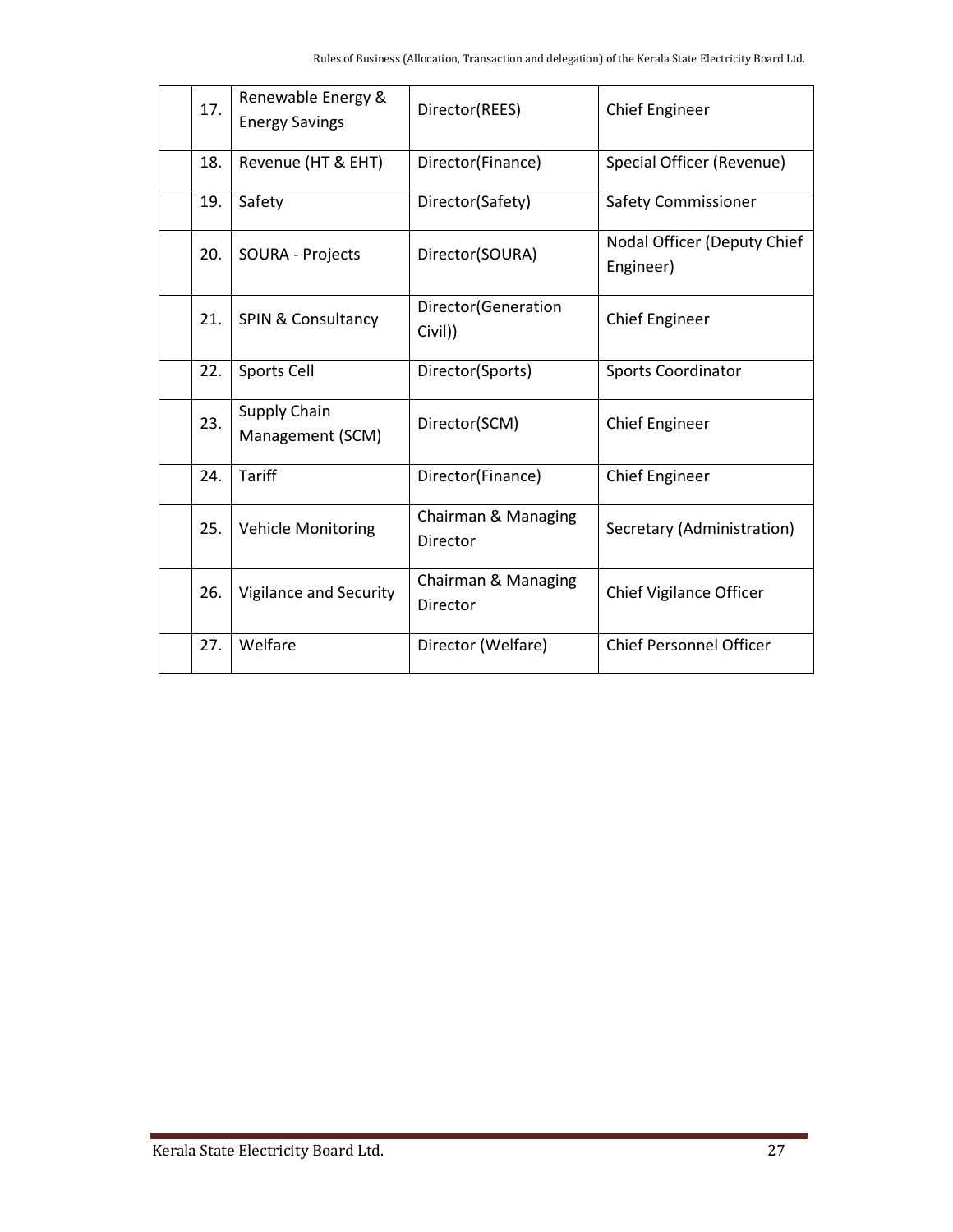|  | 17. | Renewable Energy & Energy Savings | Director(REES) | Chief Engineer |
|---|---|---|---|---|
|  | 18. | Revenue (HT & EHT) | Director(Finance) | Special Officer (Revenue) |
|  | 19. | Safety | Director(Safety) | Safety Commissioner |
|  | 20. | SOURA - Projects | Director(SOURA) | Nodal Officer (Deputy Chief Engineer) |
|  | 21. | SPIN & Consultancy | Director(Generation Civil)) | Chief Engineer |
|  | 22. | Sports Cell | Director(Sports) | Sports Coordinator |
|  | 23. | Supply Chain Management (SCM) | Director(SCM) | Chief Engineer |
|  | 24. | Tariff | Director(Finance) | Chief Engineer |
|  | 25. | Vehicle Monitoring | Chairman & Managing Director | Secretary (Administration) |
|  | 26. | Vigilance and Security | Chairman & Managing Director | Chief Vigilance Officer |
|  | 27. | Welfare | Director (Welfare) | Chief Personnel Officer |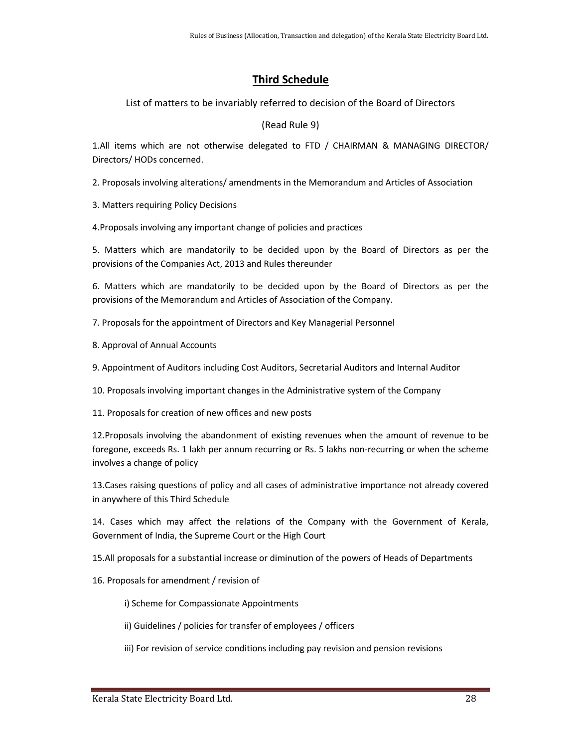## Third Schedule

List of matters to be invariably referred to decision of the Board of Directors

(Read Rule 9)

1.All items which are not otherwise delegated to FTD / CHAIRMAN & MANAGING DIRECTOR/ Directors/ HODs concerned.

2. Proposals involving alterations/ amendments in the Memorandum and Articles of Association

3. Matters requiring Policy Decisions

4.Proposals involving any important change of policies and practices

5. Matters which are mandatorily to be decided upon by the Board of Directors as per the provisions of the Companies Act, 2013 and Rules thereunder

6. Matters which are mandatorily to be decided upon by the Board of Directors as per the provisions of the Memorandum and Articles of Association of the Company.

7. Proposals for the appointment of Directors and Key Managerial Personnel

8. Approval of Annual Accounts

9. Appointment of Auditors including Cost Auditors, Secretarial Auditors and Internal Auditor

10. Proposals involving important changes in the Administrative system of the Company

11. Proposals for creation of new offices and new posts

12.Proposals involving the abandonment of existing revenues when the amount of revenue to be foregone, exceeds Rs. 1 lakh per annum recurring or Rs. 5 lakhs non-recurring or when the scheme involves a change of policy

13.Cases raising questions of policy and all cases of administrative importance not already covered in anywhere of this Third Schedule

14. Cases which may affect the relations of the Company with the Government of Kerala, Government of India, the Supreme Court or the High Court

15.All proposals for a substantial increase or diminution of the powers of Heads of Departments

16. Proposals for amendment / revision of

i) Scheme for Compassionate Appointments

ii) Guidelines / policies for transfer of employees / officers

iii) For revision of service conditions including pay revision and pension revisions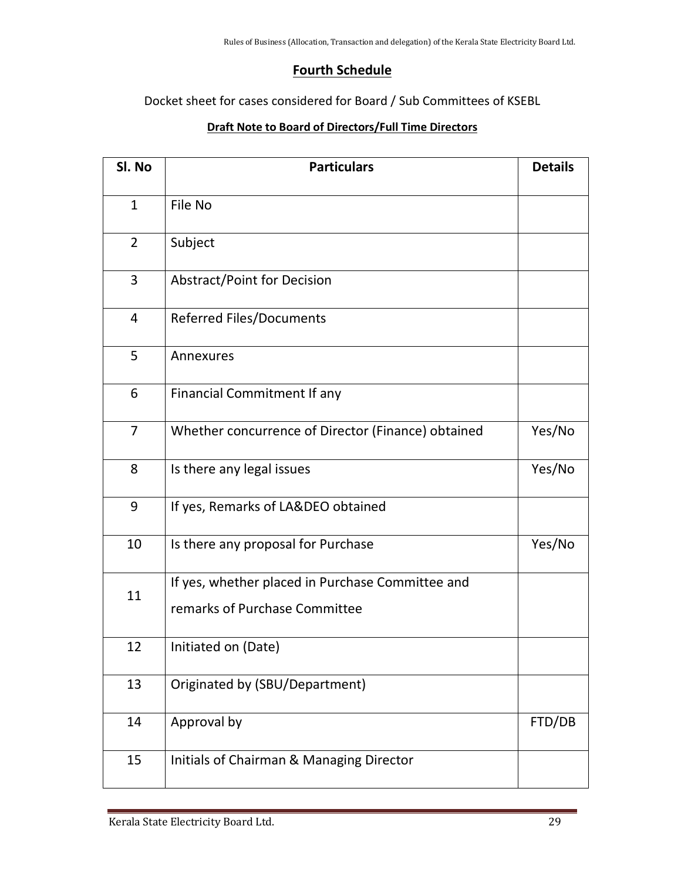## Fourth Schedule

Docket sheet for cases considered for Board / Sub Committees of KSEBL

**Draft Note to Board of Directors/Full Time Directors**

| Sl. No | Particulars | Details |
|---|---|---|
| 1 | File No | |
| 2 | Subject | |
| 3 | Abstract/Point for Decision | |
| 4 | Referred Files/Documents | |
| 5 | Annexures | |
| 6 | Financial Commitment If any | |
| 7 | Whether concurrence of Director (Finance) obtained | Yes/No |
| 8 | Is there any legal issues | Yes/No |
| 9 | If yes, Remarks of LA&DEO obtained | |
| 10 | Is there any proposal for Purchase | Yes/No |
| 11 | If yes, whether placed in Purchase Committee and remarks of Purchase Committee | |
| 12 | Initiated on (Date) | |
| 13 | Originated by (SBU/Department) | |
| 14 | Approval by | FTD/DB |
| 15 | Initials of Chairman & Managing Director | |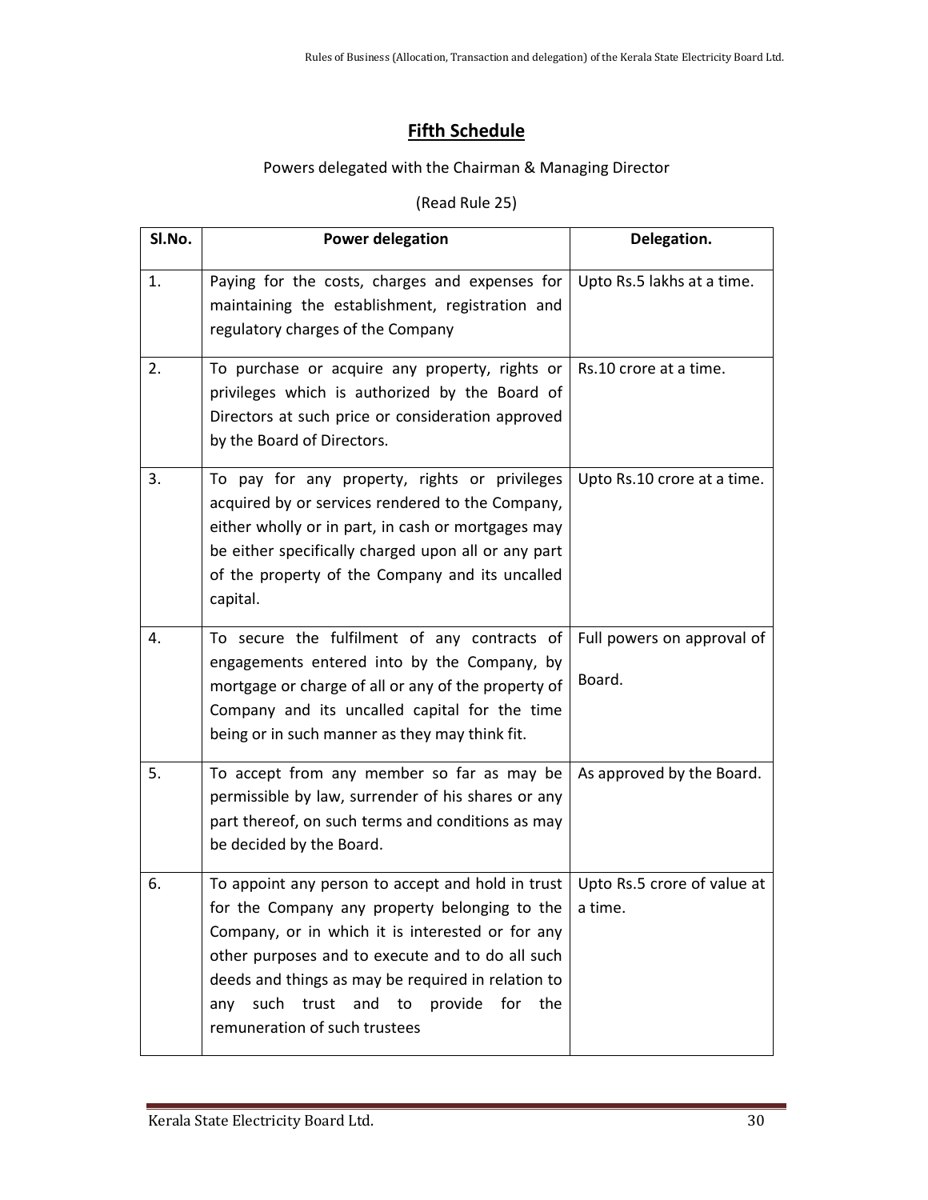## Fifth Schedule

Powers delegated with the Chairman & Managing Director

(Read Rule 25)

| Sl.No. | Power delegation | Delegation. |
|---|---|---|
| 1. | Paying for the costs, charges and expenses for maintaining the establishment, registration and regulatory charges of the Company | Upto Rs.5 lakhs at a time. |
| 2. | To purchase or acquire any property, rights or privileges which is authorized by the Board of Directors at such price or consideration approved by the Board of Directors. | Rs.10 crore at a time. |
| 3. | To pay for any property, rights or privileges acquired by or services rendered to the Company, either wholly or in part, in cash or mortgages may be either specifically charged upon all or any part of the property of the Company and its uncalled capital. | Upto Rs.10 crore at a time. |
| 4. | To secure the fulfilment of any contracts of engagements entered into by the Company, by mortgage or charge of all or any of the property of Company and its uncalled capital for the time being or in such manner as they may think fit. | Full powers on approval of Board. |
| 5. | To accept from any member so far as may be permissible by law, surrender of his shares or any part thereof, on such terms and conditions as may be decided by the Board. | As approved by the Board. |
| 6. | To appoint any person to accept and hold in trust for the Company any property belonging to the Company, or in which it is interested or for any other purposes and to execute and to do all such deeds and things as may be required in relation to any such trust and to provide for the remuneration of such trustees | Upto Rs.5 crore of value at a time. |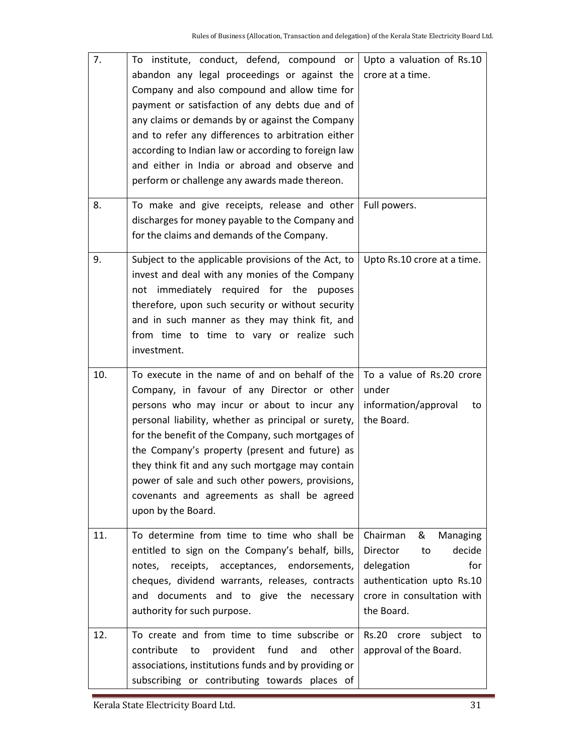| 7. | To institute, conduct, defend, compound or abandon any legal proceedings or against the Company and also compound and allow time for payment or satisfaction of any debts due and of any claims or demands by or against the Company and to refer any differences to arbitration either according to Indian law or according to foreign law and either in India or abroad and observe and perform or challenge any awards made thereon. | Upto a valuation of Rs.10 crore at a time. |
|---|---|---|
| 8. | To make and give receipts, release and other discharges for money payable to the Company and for the claims and demands of the Company. | Full powers. |
| 9. | Subject to the applicable provisions of the Act, to invest and deal with any monies of the Company not immediately required for the puposes therefore, upon such security or without security and in such manner as they may think fit, and from time to time to vary or realize such investment. | Upto Rs.10 crore at a time. |
| 10. | To execute in the name of and on behalf of the Company, in favour of any Director or other persons who may incur or about to incur any personal liability, whether as principal or surety, for the benefit of the Company, such mortgages of the Company's property (present and future) as they think fit and any such mortgage may contain power of sale and such other powers, provisions, covenants and agreements as shall be agreed upon by the Board. | To a value of Rs.20 crore under information/approval to the Board. |
| 11. | To determine from time to time who shall be entitled to sign on the Company's behalf, bills, notes, receipts, acceptances, endorsements, cheques, dividend warrants, releases, contracts and documents and to give the necessary authority for such purpose. | Chairman & Managing Director to decide delegation for authentication upto Rs.10 crore in consultation with the Board. |
| 12. | To create and from time to time subscribe or contribute to provident fund and other associations, institutions funds and by providing or subscribing or contributing towards places of | Rs.20 crore subject to approval of the Board. |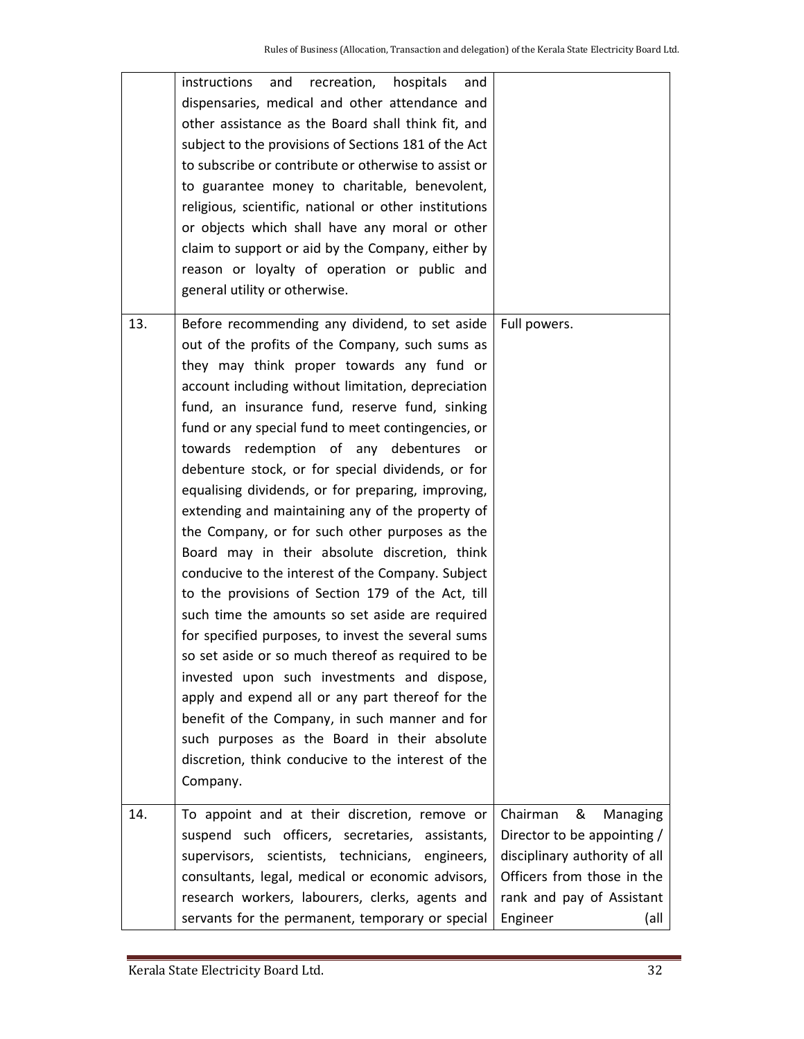| | | |
|---|---|---|
| | instructions and recreation, hospitals and dispensaries, medical and other attendance and other assistance as the Board shall think fit, and subject to the provisions of Sections 181 of the Act to subscribe or contribute or otherwise to assist or to guarantee money to charitable, benevolent, religious, scientific, national or other institutions or objects which shall have any moral or other claim to support or aid by the Company, either by reason or loyalty of operation or public and general utility or otherwise. | |
| 13. | Before recommending any dividend, to set aside out of the profits of the Company, such sums as they may think proper towards any fund or account including without limitation, depreciation fund, an insurance fund, reserve fund, sinking fund or any special fund to meet contingencies, or towards redemption of any debentures or debenture stock, or for special dividends, or for equalising dividends, or for preparing, improving, extending and maintaining any of the property of the Company, or for such other purposes as the Board may in their absolute discretion, think conducive to the interest of the Company. Subject to the provisions of Section 179 of the Act, till such time the amounts so set aside are required for specified purposes, to invest the several sums so set aside or so much thereof as required to be invested upon such investments and dispose, apply and expend all or any part thereof for the benefit of the Company, in such manner and for such purposes as the Board in their absolute discretion, think conducive to the interest of the Company. | Full powers. |
| 14. | To appoint and at their discretion, remove or suspend such officers, secretaries, assistants, supervisors, scientists, technicians, engineers, consultants, legal, medical or economic advisors, research workers, labourers, clerks, agents and servants for the permanent, temporary or special | Chairman & Managing Director to be appointing / disciplinary authority of all Officers from those in the rank and pay of Assistant Engineer (all |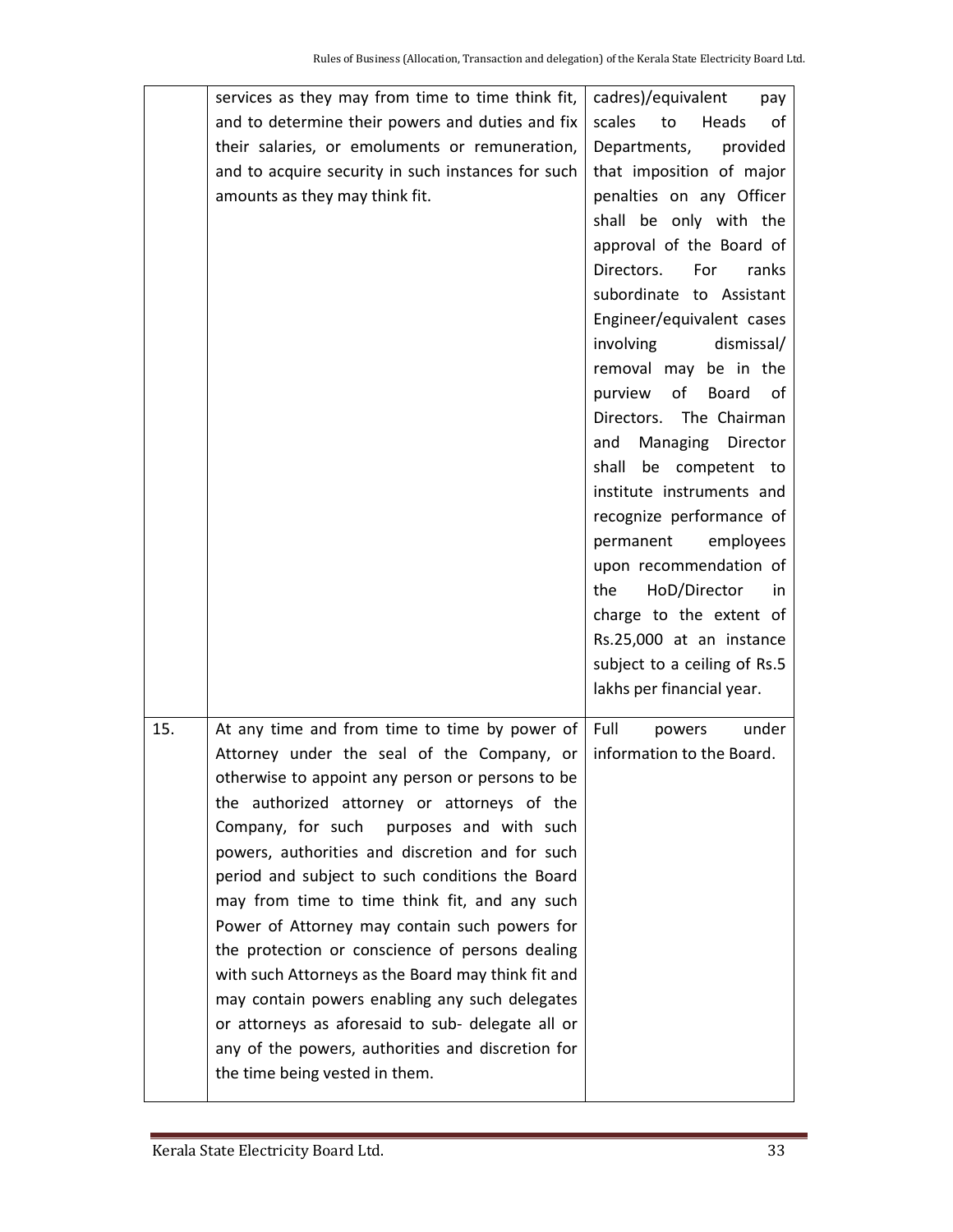| | | |
|---|---|---|
| | services as they may from time to time think fit, and to determine their powers and duties and fix their salaries, or emoluments or remuneration, and to acquire security in such instances for such amounts as they may think fit. | cadres)/equivalent pay scales to Heads of Departments, provided that imposition of major penalties on any Officer shall be only with the approval of the Board of Directors. For ranks subordinate to Assistant Engineer/equivalent cases involving dismissal/ removal may be in the purview of Board of Directors. The Chairman and Managing Director shall be competent to institute instruments and recognize performance of permanent employees upon recommendation of the HoD/Director in charge to the extent of Rs.25,000 at an instance subject to a ceiling of Rs.5 lakhs per financial year. |
| 15. | At any time and from time to time by power of Attorney under the seal of the Company, or otherwise to appoint any person or persons to be the authorized attorney or attorneys of the Company, for such purposes and with such powers, authorities and discretion and for such period and subject to such conditions the Board may from time to time think fit, and any such Power of Attorney may contain such powers for the protection or conscience of persons dealing with such Attorneys as the Board may think fit and may contain powers enabling any such delegates or attorneys as aforesaid to sub- delegate all or any of the powers, authorities and discretion for the time being vested in them. | Full powers under information to the Board. |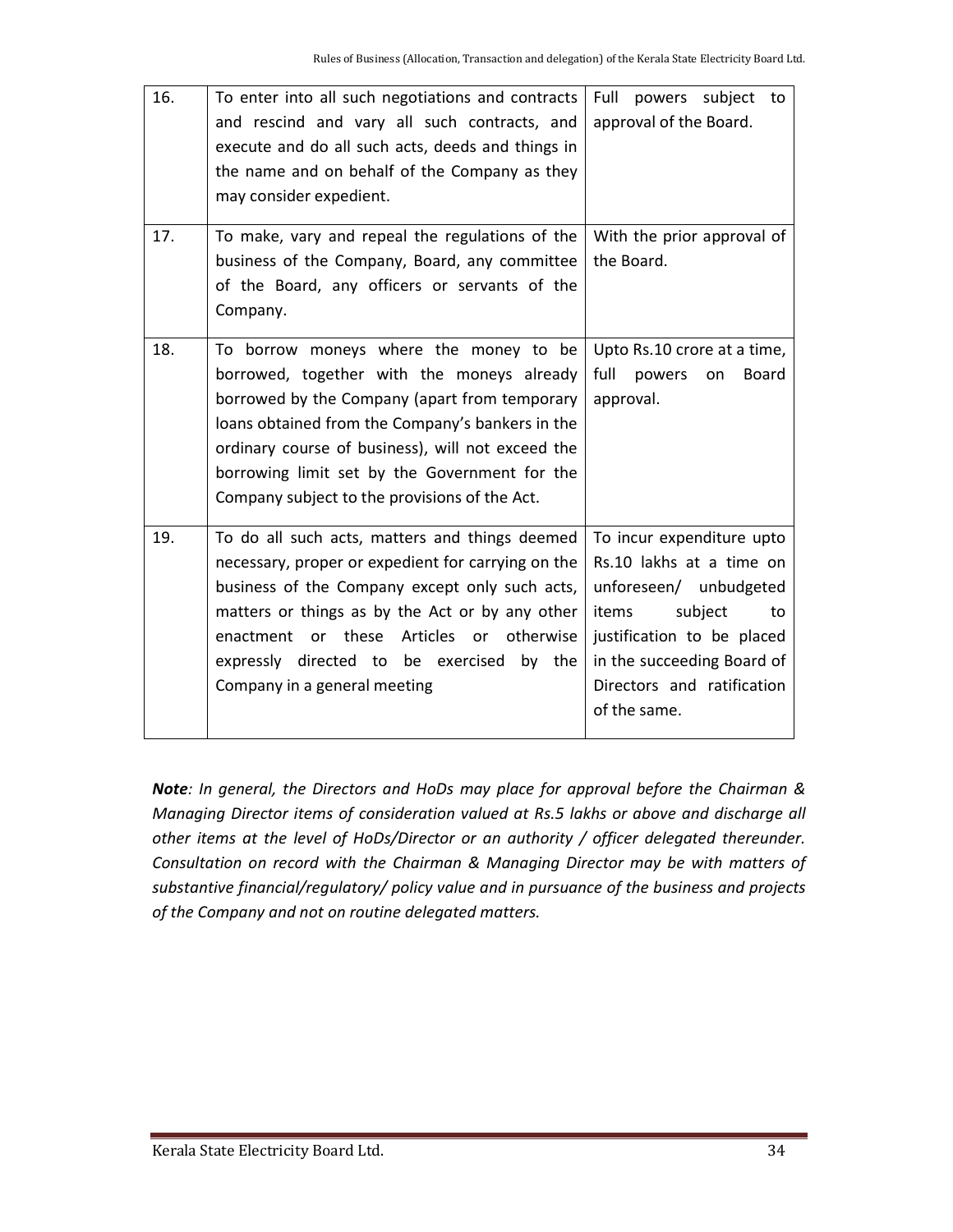| | | |
|---|---|---|
| 16. | To enter into all such negotiations and contracts and rescind and vary all such contracts, and execute and do all such acts, deeds and things in the name and on behalf of the Company as they may consider expedient. | Full powers subject to approval of the Board. |
| 17. | To make, vary and repeal the regulations of the business of the Company, Board, any committee of the Board, any officers or servants of the Company. | With the prior approval of the Board. |
| 18. | To borrow moneys where the money to be borrowed, together with the moneys already borrowed by the Company (apart from temporary loans obtained from the Company's bankers in the ordinary course of business), will not exceed the borrowing limit set by the Government for the Company subject to the provisions of the Act. | Upto Rs.10 crore at a time, full powers on Board approval. |
| 19. | To do all such acts, matters and things deemed necessary, proper or expedient for carrying on the business of the Company except only such acts, matters or things as by the Act or by any other enactment or these Articles or otherwise expressly directed to be exercised by the Company in a general meeting | To incur expenditure upto Rs.10 lakhs at a time on unforeseen/ unbudgeted items subject to justification to be placed in the succeeding Board of Directors and ratification of the same. |

***Note**: In general, the Directors and HoDs may place for approval before the Chairman & Managing Director items of consideration valued at Rs.5 lakhs or above and discharge all other items at the level of HoDs/Director or an authority / officer delegated thereunder. Consultation on record with the Chairman & Managing Director may be with matters of substantive financial/regulatory/ policy value and in pursuance of the business and projects of the Company and not on routine delegated matters.*